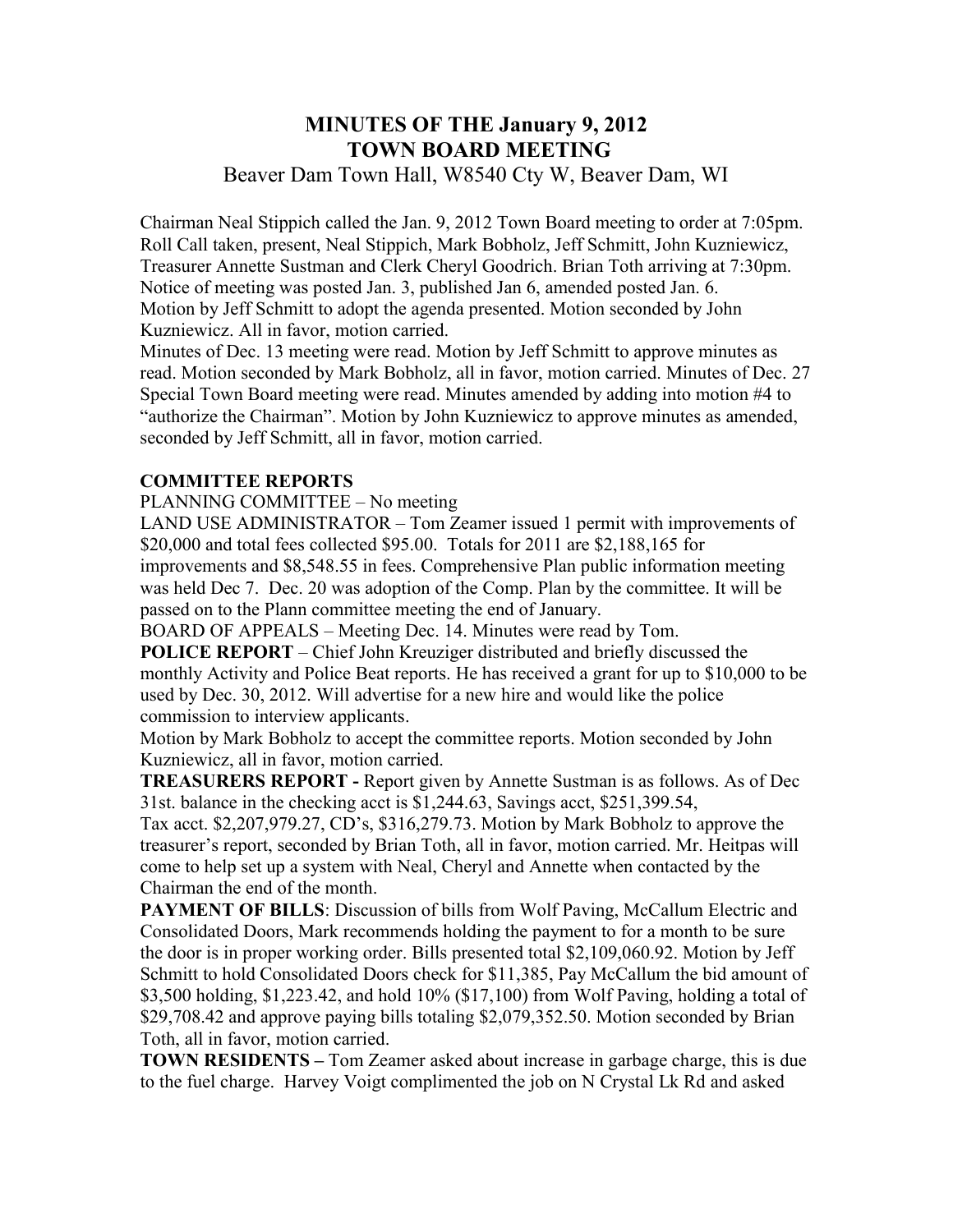# MINUTES OF THE January 9, 2012
# TOWN BOARD MEETING

Beaver Dam Town Hall, W8540 Cty W, Beaver Dam, WI

Chairman Neal Stippich called the Jan. 9, 2012 Town Board meeting to order at 7:05pm. Roll Call taken, present, Neal Stippich, Mark Bobholz, Jeff Schmitt, John Kuzniewicz, Treasurer Annette Sustman and Clerk Cheryl Goodrich. Brian Toth arriving at 7:30pm. Notice of meeting was posted Jan. 3, published Jan 6, amended posted Jan. 6.
Motion by Jeff Schmitt to adopt the agenda presented. Motion seconded by John Kuzniewicz. All in favor, motion carried.
Minutes of Dec. 13 meeting were read. Motion by Jeff Schmitt to approve minutes as read. Motion seconded by Mark Bobholz, all in favor, motion carried. Minutes of Dec. 27 Special Town Board meeting were read. Minutes amended by adding into motion #4 to "authorize the Chairman". Motion by John Kuzniewicz to approve minutes as amended, seconded by Jeff Schmitt, all in favor, motion carried.

**COMMITTEE REPORTS**

PLANNING COMMITTEE – No meeting
LAND USE ADMINISTRATOR – Tom Zeamer issued 1 permit with improvements of $20,000 and total fees collected $95.00. Totals for 2011 are $2,188,165 for improvements and $8,548.55 in fees. Comprehensive Plan public information meeting was held Dec 7. Dec. 20 was adoption of the Comp. Plan by the committee. It will be passed on to the Plann committee meeting the end of January.
BOARD OF APPEALS – Meeting Dec. 14. Minutes were read by Tom.
**POLICE REPORT** – Chief John Kreuziger distributed and briefly discussed the monthly Activity and Police Beat reports. He has received a grant for up to $10,000 to be used by Dec. 30, 2012. Will advertise for a new hire and would like the police commission to interview applicants.
Motion by Mark Bobholz to accept the committee reports. Motion seconded by John Kuzniewicz, all in favor, motion carried.
**TREASURERS REPORT -** Report given by Annette Sustman is as follows. As of Dec 31st. balance in the checking acct is $1,244.63, Savings acct, $251,399.54, Tax acct. $2,207,979.27, CD's, $316,279.73. Motion by Mark Bobholz to approve the treasurer's report, seconded by Brian Toth, all in favor, motion carried. Mr. Heitpas will come to help set up a system with Neal, Cheryl and Annette when contacted by the Chairman the end of the month.
**PAYMENT OF BILLS**: Discussion of bills from Wolf Paving, McCallum Electric and Consolidated Doors, Mark recommends holding the payment to for a month to be sure the door is in proper working order. Bills presented total $2,109,060.92. Motion by Jeff Schmitt to hold Consolidated Doors check for $11,385, Pay McCallum the bid amount of $3,500 holding, $1,223.42, and hold 10% ($17,100) from Wolf Paving, holding a total of $29,708.42 and approve paying bills totaling $2,079,352.50. Motion seconded by Brian Toth, all in favor, motion carried.
**TOWN RESIDENTS –** Tom Zeamer asked about increase in garbage charge, this is due to the fuel charge. Harvey Voigt complimented the job on N Crystal Lk Rd and asked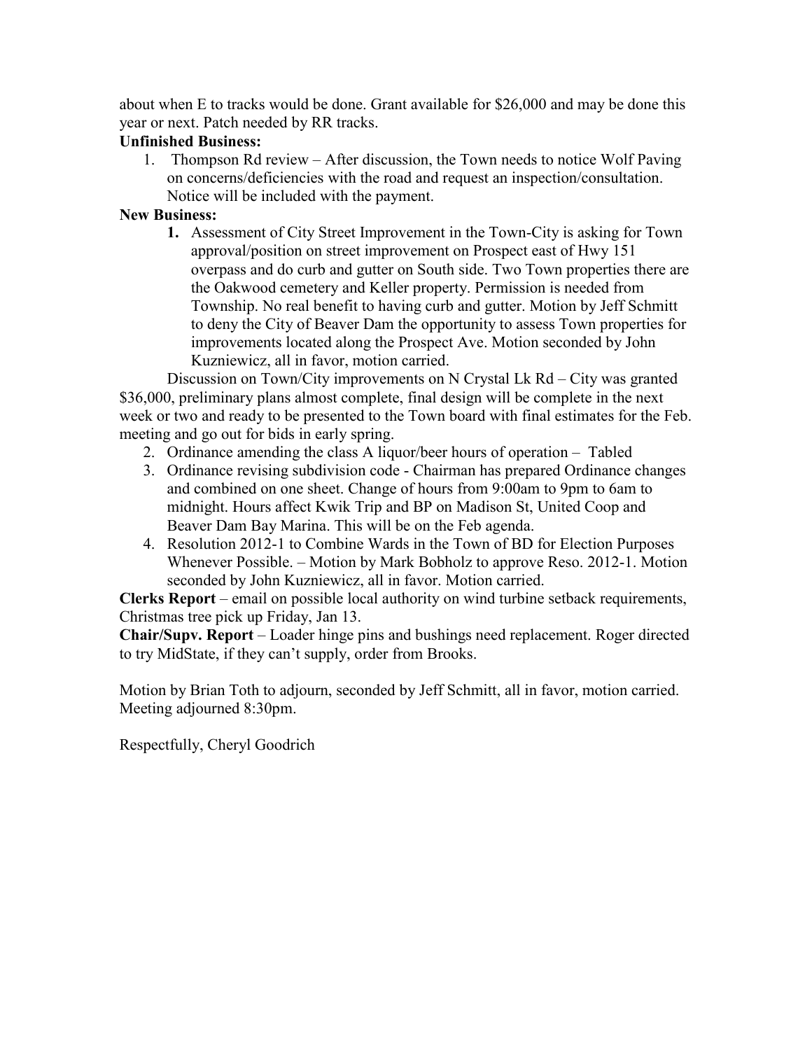about when E to tracks would be done. Grant available for $26,000 and may be done this year or next. Patch needed by RR tracks.

**Unfinished Business:**

1. Thompson Rd review – After discussion, the Town needs to notice Wolf Paving on concerns/deficiencies with the road and request an inspection/consultation. Notice will be included with the payment.

**New Business:**

1. Assessment of City Street Improvement in the Town-City is asking for Town approval/position on street improvement on Prospect east of Hwy 151 overpass and do curb and gutter on South side. Two Town properties there are the Oakwood cemetery and Keller property. Permission is needed from Township. No real benefit to having curb and gutter. Motion by Jeff Schmitt to deny the City of Beaver Dam the opportunity to assess Town properties for improvements located along the Prospect Ave. Motion seconded by John Kuzniewicz, all in favor, motion carried.

   Discussion on Town/City improvements on N Crystal Lk Rd – City was granted $36,000, preliminary plans almost complete, final design will be complete in the next week or two and ready to be presented to the Town board with final estimates for the Feb. meeting and go out for bids in early spring.

2. Ordinance amending the class A liquor/beer hours of operation – Tabled
3. Ordinance revising subdivision code - Chairman has prepared Ordinance changes and combined on one sheet. Change of hours from 9:00am to 9pm to 6am to midnight. Hours affect Kwik Trip and BP on Madison St, United Coop and Beaver Dam Bay Marina. This will be on the Feb agenda.
4. Resolution 2012-1 to Combine Wards in the Town of BD for Election Purposes Whenever Possible. – Motion by Mark Bobholz to approve Reso. 2012-1. Motion seconded by John Kuzniewicz, all in favor. Motion carried.

**Clerks Report** – email on possible local authority on wind turbine setback requirements, Christmas tree pick up Friday, Jan 13.

**Chair/Supv. Report** – Loader hinge pins and bushings need replacement. Roger directed to try MidState, if they can't supply, order from Brooks.

Motion by Brian Toth to adjourn, seconded by Jeff Schmitt, all in favor, motion carried. Meeting adjourned 8:30pm.

Respectfully, Cheryl Goodrich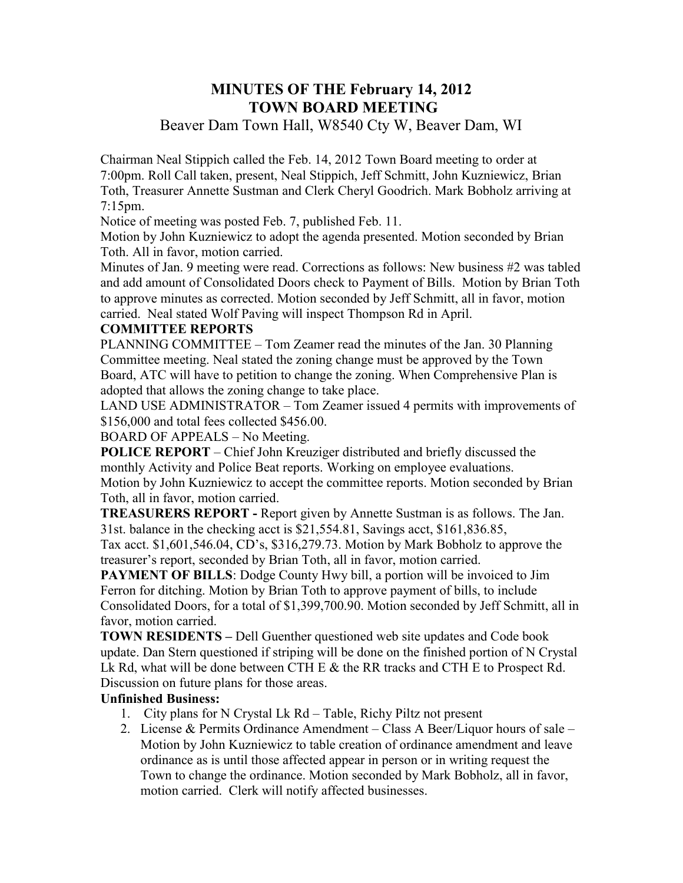# MINUTES OF THE February 14, 2012
# TOWN BOARD MEETING

Beaver Dam Town Hall, W8540 Cty W, Beaver Dam, WI

Chairman Neal Stippich called the Feb. 14, 2012 Town Board meeting to order at 7:00pm. Roll Call taken, present, Neal Stippich, Jeff Schmitt, John Kuzniewicz, Brian Toth, Treasurer Annette Sustman and Clerk Cheryl Goodrich. Mark Bobholz arriving at 7:15pm.

Notice of meeting was posted Feb. 7, published Feb. 11.

Motion by John Kuzniewicz to adopt the agenda presented. Motion seconded by Brian Toth. All in favor, motion carried.

Minutes of Jan. 9 meeting were read. Corrections as follows: New business #2 was tabled and add amount of Consolidated Doors check to Payment of Bills. Motion by Brian Toth to approve minutes as corrected. Motion seconded by Jeff Schmitt, all in favor, motion carried. Neal stated Wolf Paving will inspect Thompson Rd in April.

**COMMITTEE REPORTS**

PLANNING COMMITTEE – Tom Zeamer read the minutes of the Jan. 30 Planning Committee meeting. Neal stated the zoning change must be approved by the Town Board, ATC will have to petition to change the zoning. When Comprehensive Plan is adopted that allows the zoning change to take place.

LAND USE ADMINISTRATOR – Tom Zeamer issued 4 permits with improvements of $156,000 and total fees collected $456.00.

BOARD OF APPEALS – No Meeting.

**POLICE REPORT** – Chief John Kreuziger distributed and briefly discussed the monthly Activity and Police Beat reports. Working on employee evaluations.

Motion by John Kuzniewicz to accept the committee reports. Motion seconded by Brian Toth, all in favor, motion carried.

**TREASURERS REPORT -** Report given by Annette Sustman is as follows. The Jan. 31st. balance in the checking acct is $21,554.81, Savings acct, $161,836.85, Tax acct. $1,601,546.04, CD's, $316,279.73. Motion by Mark Bobholz to approve the treasurer's report, seconded by Brian Toth, all in favor, motion carried.

**PAYMENT OF BILLS**: Dodge County Hwy bill, a portion will be invoiced to Jim Ferron for ditching. Motion by Brian Toth to approve payment of bills, to include Consolidated Doors, for a total of $1,399,700.90. Motion seconded by Jeff Schmitt, all in favor, motion carried.

**TOWN RESIDENTS –** Dell Guenther questioned web site updates and Code book update. Dan Stern questioned if striping will be done on the finished portion of N Crystal Lk Rd, what will be done between CTH E & the RR tracks and CTH E to Prospect Rd. Discussion on future plans for those areas.

**Unfinished Business:**

1. City plans for N Crystal Lk Rd – Table, Richy Piltz not present
2. License & Permits Ordinance Amendment – Class A Beer/Liquor hours of sale – Motion by John Kuzniewicz to table creation of ordinance amendment and leave ordinance as is until those affected appear in person or in writing request the Town to change the ordinance. Motion seconded by Mark Bobholz, all in favor, motion carried. Clerk will notify affected businesses.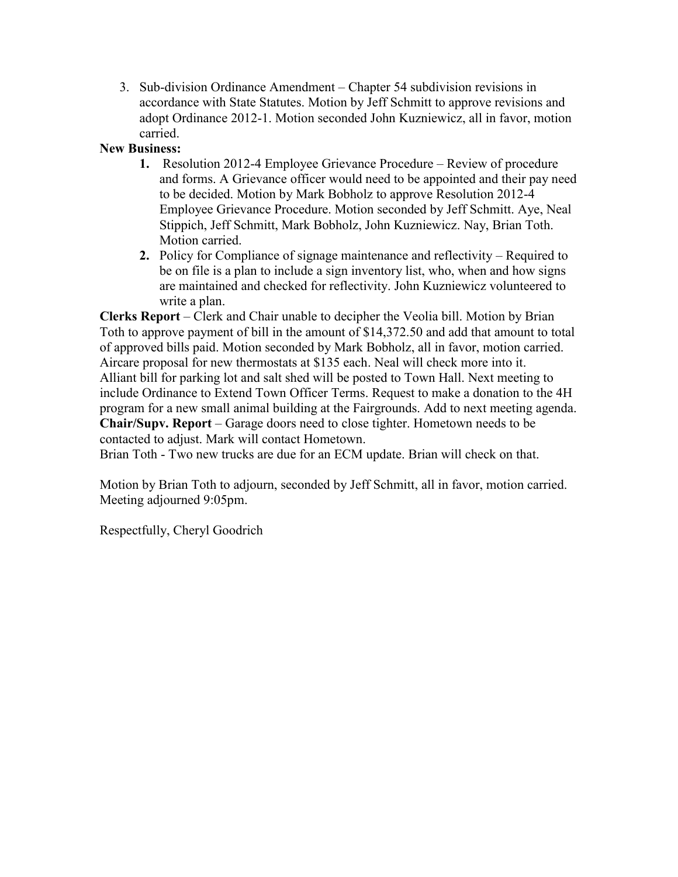3. Sub-division Ordinance Amendment – Chapter 54 subdivision revisions in accordance with State Statutes. Motion by Jeff Schmitt to approve revisions and adopt Ordinance 2012-1. Motion seconded John Kuzniewicz, all in favor, motion carried.

**New Business:**

1. Resolution 2012-4 Employee Grievance Procedure – Review of procedure and forms. A Grievance officer would need to be appointed and their pay need to be decided. Motion by Mark Bobholz to approve Resolution 2012-4 Employee Grievance Procedure. Motion seconded by Jeff Schmitt. Aye, Neal Stippich, Jeff Schmitt, Mark Bobholz, John Kuzniewicz. Nay, Brian Toth. Motion carried.
2. Policy for Compliance of signage maintenance and reflectivity – Required to be on file is a plan to include a sign inventory list, who, when and how signs are maintained and checked for reflectivity. John Kuzniewicz volunteered to write a plan.

**Clerks Report** – Clerk and Chair unable to decipher the Veolia bill. Motion by Brian Toth to approve payment of bill in the amount of $14,372.50 and add that amount to total of approved bills paid. Motion seconded by Mark Bobholz, all in favor, motion carried. Aircare proposal for new thermostats at $135 each. Neal will check more into it. Alliant bill for parking lot and salt shed will be posted to Town Hall. Next meeting to include Ordinance to Extend Town Officer Terms. Request to make a donation to the 4H program for a new small animal building at the Fairgrounds. Add to next meeting agenda.

**Chair/Supv. Report** – Garage doors need to close tighter. Hometown needs to be contacted to adjust. Mark will contact Hometown.

Brian Toth - Two new trucks are due for an ECM update. Brian will check on that.

Motion by Brian Toth to adjourn, seconded by Jeff Schmitt, all in favor, motion carried. Meeting adjourned 9:05pm.

Respectfully, Cheryl Goodrich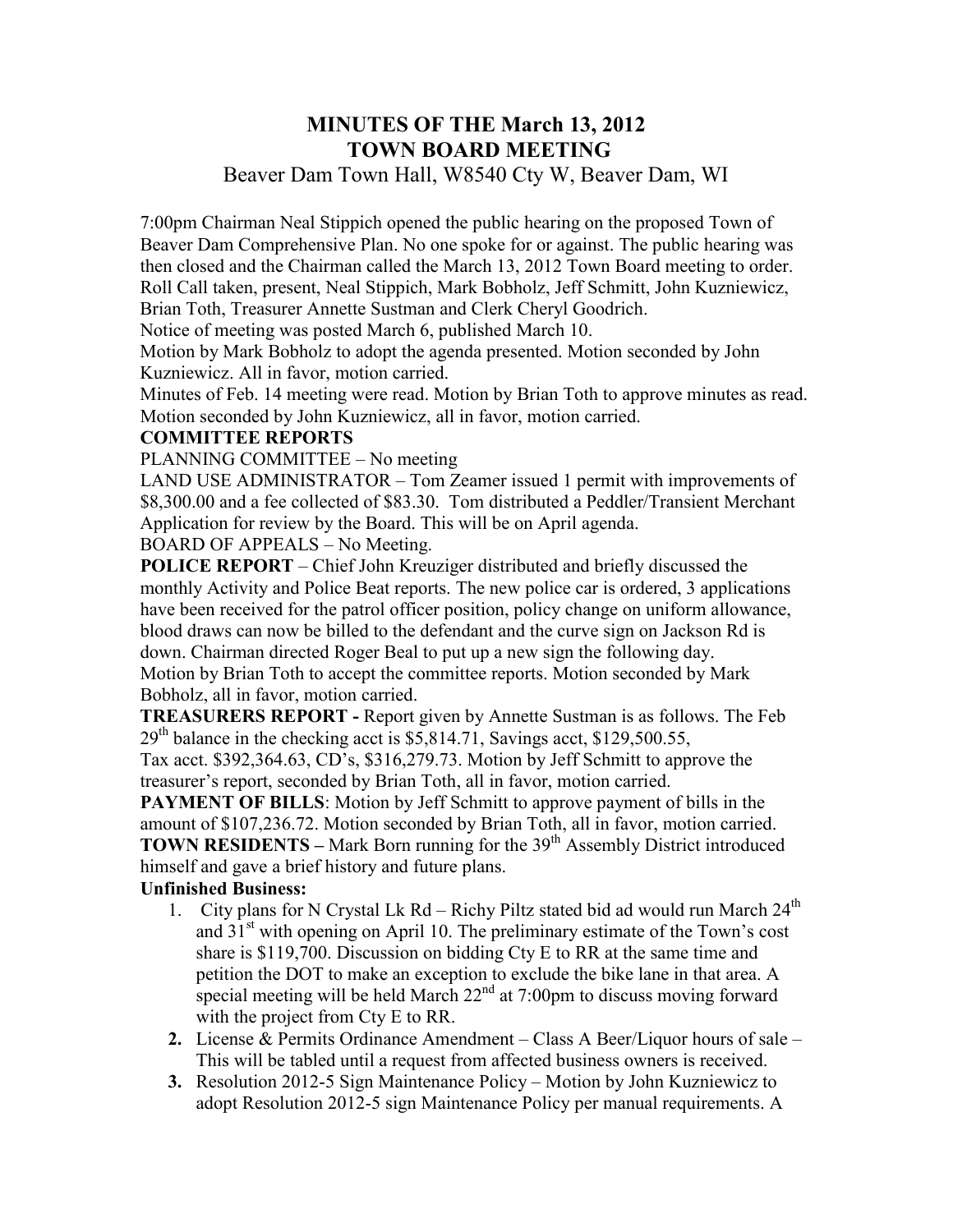# MINUTES OF THE March 13, 2012
# TOWN BOARD MEETING

Beaver Dam Town Hall, W8540 Cty W, Beaver Dam, WI

7:00pm Chairman Neal Stippich opened the public hearing on the proposed Town of Beaver Dam Comprehensive Plan. No one spoke for or against. The public hearing was then closed and the Chairman called the March 13, 2012 Town Board meeting to order. Roll Call taken, present, Neal Stippich, Mark Bobholz, Jeff Schmitt, John Kuzniewicz, Brian Toth, Treasurer Annette Sustman and Clerk Cheryl Goodrich.

Notice of meeting was posted March 6, published March 10.

Motion by Mark Bobholz to adopt the agenda presented. Motion seconded by John Kuzniewicz. All in favor, motion carried.

Minutes of Feb. 14 meeting were read. Motion by Brian Toth to approve minutes as read. Motion seconded by John Kuzniewicz, all in favor, motion carried.

**COMMITTEE REPORTS**

PLANNING COMMITTEE – No meeting

LAND USE ADMINISTRATOR – Tom Zeamer issued 1 permit with improvements of $8,300.00 and a fee collected of $83.30. Tom distributed a Peddler/Transient Merchant Application for review by the Board. This will be on April agenda.

BOARD OF APPEALS – No Meeting.

**POLICE REPORT** – Chief John Kreuziger distributed and briefly discussed the monthly Activity and Police Beat reports. The new police car is ordered, 3 applications have been received for the patrol officer position, policy change on uniform allowance, blood draws can now be billed to the defendant and the curve sign on Jackson Rd is down. Chairman directed Roger Beal to put up a new sign the following day.

Motion by Brian Toth to accept the committee reports. Motion seconded by Mark Bobholz, all in favor, motion carried.

**TREASURERS REPORT -** Report given by Annette Sustman is as follows. The Feb 29th balance in the checking acct is $5,814.71, Savings acct, $129,500.55, Tax acct. $392,364.63, CD's, $316,279.73. Motion by Jeff Schmitt to approve the treasurer's report, seconded by Brian Toth, all in favor, motion carried.

**PAYMENT OF BILLS**: Motion by Jeff Schmitt to approve payment of bills in the amount of $107,236.72. Motion seconded by Brian Toth, all in favor, motion carried.

**TOWN RESIDENTS –** Mark Born running for the 39th Assembly District introduced himself and gave a brief history and future plans.

**Unfinished Business:**

1. City plans for N Crystal Lk Rd – Richy Piltz stated bid ad would run March 24th and 31st with opening on April 10. The preliminary estimate of the Town's cost share is $119,700. Discussion on bidding Cty E to RR at the same time and petition the DOT to make an exception to exclude the bike lane in that area. A special meeting will be held March 22nd at 7:00pm to discuss moving forward with the project from Cty E to RR.
2. License & Permits Ordinance Amendment – Class A Beer/Liquor hours of sale – This will be tabled until a request from affected business owners is received.
3. Resolution 2012-5 Sign Maintenance Policy – Motion by John Kuzniewicz to adopt Resolution 2012-5 sign Maintenance Policy per manual requirements. A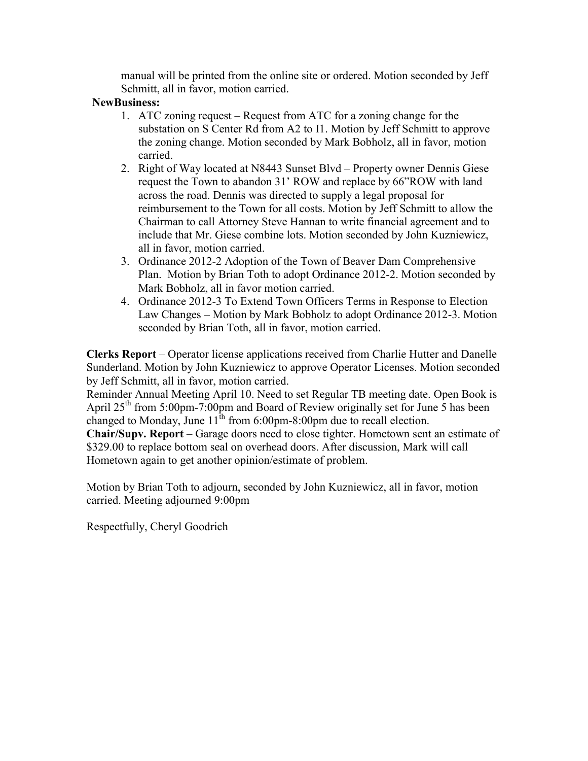manual will be printed from the online site or ordered. Motion seconded by Jeff Schmitt, all in favor, motion carried.

**NewBusiness:**

1. ATC zoning request – Request from ATC for a zoning change for the substation on S Center Rd from A2 to I1. Motion by Jeff Schmitt to approve the zoning change. Motion seconded by Mark Bobholz, all in favor, motion carried.
2. Right of Way located at N8443 Sunset Blvd – Property owner Dennis Giese request the Town to abandon 31' ROW and replace by 66"ROW with land across the road. Dennis was directed to supply a legal proposal for reimbursement to the Town for all costs. Motion by Jeff Schmitt to allow the Chairman to call Attorney Steve Hannan to write financial agreement and to include that Mr. Giese combine lots. Motion seconded by John Kuzniewicz, all in favor, motion carried.
3. Ordinance 2012-2 Adoption of the Town of Beaver Dam Comprehensive Plan. Motion by Brian Toth to adopt Ordinance 2012-2. Motion seconded by Mark Bobholz, all in favor motion carried.
4. Ordinance 2012-3 To Extend Town Officers Terms in Response to Election Law Changes – Motion by Mark Bobholz to adopt Ordinance 2012-3. Motion seconded by Brian Toth, all in favor, motion carried.

**Clerks Report** – Operator license applications received from Charlie Hutter and Danelle Sunderland. Motion by John Kuzniewicz to approve Operator Licenses. Motion seconded by Jeff Schmitt, all in favor, motion carried.

Reminder Annual Meeting April 10. Need to set Regular TB meeting date. Open Book is April 25th from 5:00pm-7:00pm and Board of Review originally set for June 5 has been changed to Monday, June 11th from 6:00pm-8:00pm due to recall election.

**Chair/Supv. Report** – Garage doors need to close tighter. Hometown sent an estimate of $329.00 to replace bottom seal on overhead doors. After discussion, Mark will call Hometown again to get another opinion/estimate of problem.

Motion by Brian Toth to adjourn, seconded by John Kuzniewicz, all in favor, motion carried. Meeting adjourned 9:00pm

Respectfully, Cheryl Goodrich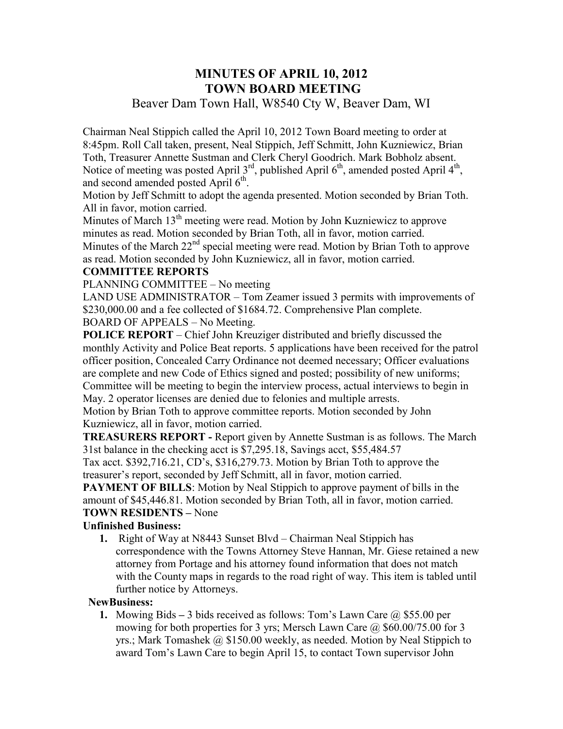# MINUTES OF APRIL 10, 2012
# TOWN BOARD MEETING

Beaver Dam Town Hall, W8540 Cty W, Beaver Dam, WI

Chairman Neal Stippich called the April 10, 2012 Town Board meeting to order at 8:45pm. Roll Call taken, present, Neal Stippich, Jeff Schmitt, John Kuzniewicz, Brian Toth, Treasurer Annette Sustman and Clerk Cheryl Goodrich. Mark Bobholz absent. Notice of meeting was posted April 3rd, published April 6th, amended posted April 4th, and second amended posted April 6th.

Motion by Jeff Schmitt to adopt the agenda presented. Motion seconded by Brian Toth. All in favor, motion carried.

Minutes of March 13th meeting were read. Motion by John Kuzniewicz to approve minutes as read. Motion seconded by Brian Toth, all in favor, motion carried.

Minutes of the March 22nd special meeting were read. Motion by Brian Toth to approve as read. Motion seconded by John Kuzniewicz, all in favor, motion carried.

**COMMITTEE REPORTS**

PLANNING COMMITTEE – No meeting

LAND USE ADMINISTRATOR – Tom Zeamer issued 3 permits with improvements of $230,000.00 and a fee collected of $1684.72. Comprehensive Plan complete.

BOARD OF APPEALS – No Meeting.

**POLICE REPORT** – Chief John Kreuziger distributed and briefly discussed the monthly Activity and Police Beat reports. 5 applications have been received for the patrol officer position, Concealed Carry Ordinance not deemed necessary; Officer evaluations are complete and new Code of Ethics signed and posted; possibility of new uniforms; Committee will be meeting to begin the interview process, actual interviews to begin in May. 2 operator licenses are denied due to felonies and multiple arrests.

Motion by Brian Toth to approve committee reports. Motion seconded by John Kuzniewicz, all in favor, motion carried.

**TREASURERS REPORT -** Report given by Annette Sustman is as follows. The March 31st balance in the checking acct is $7,295.18, Savings acct, $55,484.57 Tax acct. $392,716.21, CD's, $316,279.73. Motion by Brian Toth to approve the treasurer's report, seconded by Jeff Schmitt, all in favor, motion carried.

**PAYMENT OF BILLS**: Motion by Neal Stippich to approve payment of bills in the amount of $45,446.81. Motion seconded by Brian Toth, all in favor, motion carried.

**TOWN RESIDENTS –** None

**Unfinished Business:**

1. Right of Way at N8443 Sunset Blvd – Chairman Neal Stippich has correspondence with the Towns Attorney Steve Hannan, Mr. Giese retained a new attorney from Portage and his attorney found information that does not match with the County maps in regards to the road right of way. This item is tabled until further notice by Attorneys.

**NewBusiness:**

1. Mowing Bids – 3 bids received as follows: Tom's Lawn Care @ $55.00 per mowing for both properties for 3 yrs; Mersch Lawn Care @ $60.00/75.00 for 3 yrs.; Mark Tomashek @ $150.00 weekly, as needed. Motion by Neal Stippich to award Tom's Lawn Care to begin April 15, to contact Town supervisor John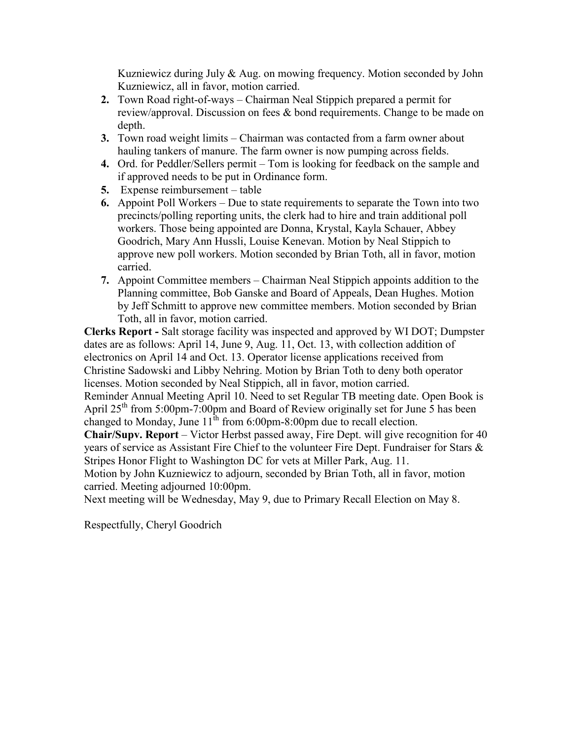Kuzniewicz during July & Aug. on mowing frequency. Motion seconded by John Kuzniewicz, all in favor, motion carried.

2. Town Road right-of-ways – Chairman Neal Stippich prepared a permit for review/approval. Discussion on fees & bond requirements. Change to be made on depth.
3. Town road weight limits – Chairman was contacted from a farm owner about hauling tankers of manure. The farm owner is now pumping across fields.
4. Ord. for Peddler/Sellers permit – Tom is looking for feedback on the sample and if approved needs to be put in Ordinance form.
5. Expense reimbursement – table
6. Appoint Poll Workers – Due to state requirements to separate the Town into two precincts/polling reporting units, the clerk had to hire and train additional poll workers. Those being appointed are Donna, Krystal, Kayla Schauer, Abbey Goodrich, Mary Ann Hussli, Louise Kenevan. Motion by Neal Stippich to approve new poll workers. Motion seconded by Brian Toth, all in favor, motion carried.
7. Appoint Committee members – Chairman Neal Stippich appoints addition to the Planning committee, Bob Ganske and Board of Appeals, Dean Hughes. Motion by Jeff Schmitt to approve new committee members. Motion seconded by Brian Toth, all in favor, motion carried.

**Clerks Report -** Salt storage facility was inspected and approved by WI DOT; Dumpster dates are as follows: April 14, June 9, Aug. 11, Oct. 13, with collection addition of electronics on April 14 and Oct. 13. Operator license applications received from Christine Sadowski and Libby Nehring. Motion by Brian Toth to deny both operator licenses. Motion seconded by Neal Stippich, all in favor, motion carried.

Reminder Annual Meeting April 10. Need to set Regular TB meeting date. Open Book is April 25th from 5:00pm-7:00pm and Board of Review originally set for June 5 has been changed to Monday, June 11th from 6:00pm-8:00pm due to recall election.

**Chair/Supv. Report** – Victor Herbst passed away, Fire Dept. will give recognition for 40 years of service as Assistant Fire Chief to the volunteer Fire Dept. Fundraiser for Stars & Stripes Honor Flight to Washington DC for vets at Miller Park, Aug. 11.

Motion by John Kuzniewicz to adjourn, seconded by Brian Toth, all in favor, motion carried. Meeting adjourned 10:00pm.

Next meeting will be Wednesday, May 9, due to Primary Recall Election on May 8.

Respectfully, Cheryl Goodrich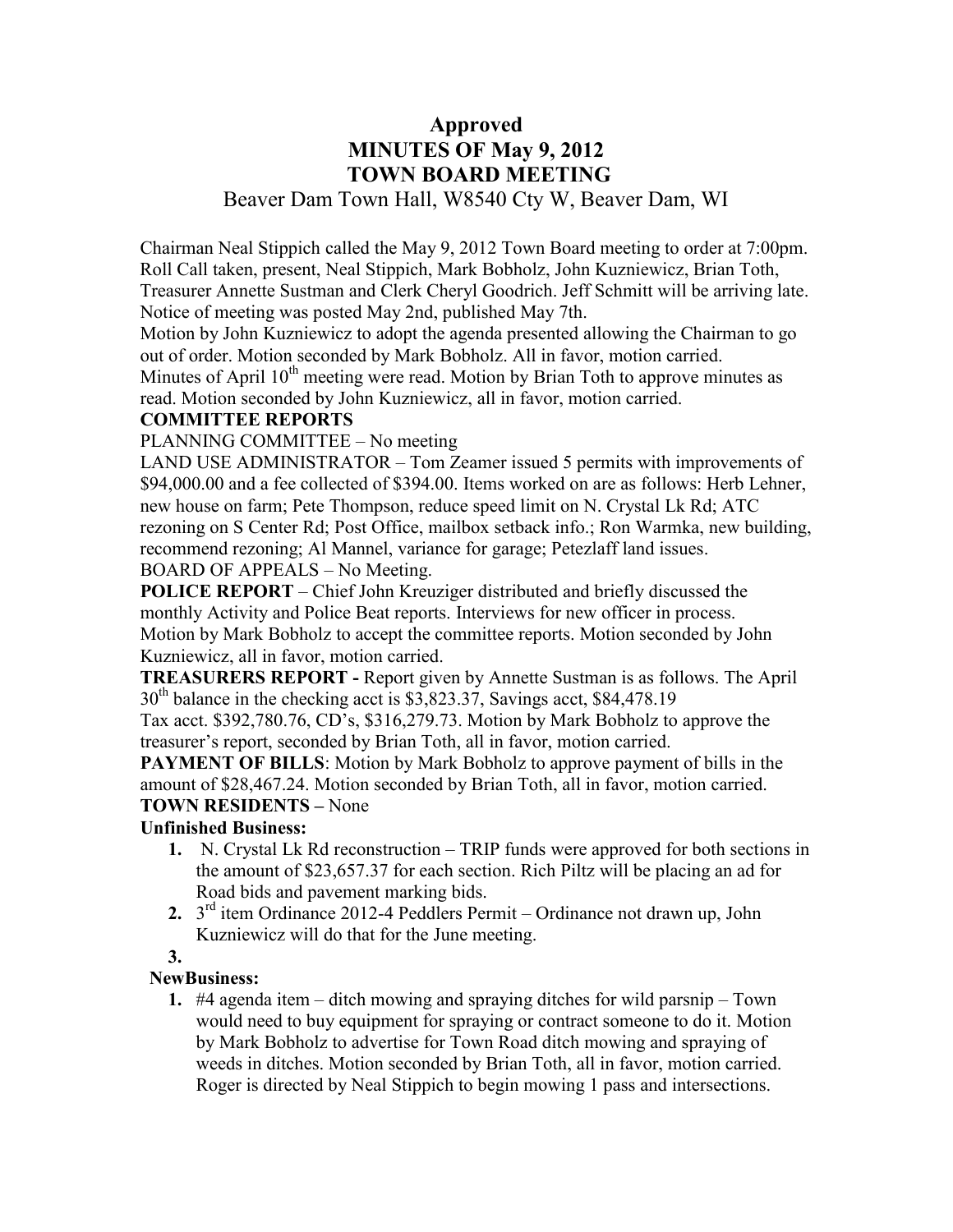# Approved
# MINUTES OF May 9, 2012
# TOWN BOARD MEETING

Beaver Dam Town Hall, W8540 Cty W, Beaver Dam, WI

Chairman Neal Stippich called the May 9, 2012 Town Board meeting to order at 7:00pm. Roll Call taken, present, Neal Stippich, Mark Bobholz, John Kuzniewicz, Brian Toth, Treasurer Annette Sustman and Clerk Cheryl Goodrich. Jeff Schmitt will be arriving late. Notice of meeting was posted May 2nd, published May 7th.

Motion by John Kuzniewicz to adopt the agenda presented allowing the Chairman to go out of order. Motion seconded by Mark Bobholz. All in favor, motion carried.

Minutes of April 10th meeting were read. Motion by Brian Toth to approve minutes as read. Motion seconded by John Kuzniewicz, all in favor, motion carried.

**COMMITTEE REPORTS**

PLANNING COMMITTEE – No meeting

LAND USE ADMINISTRATOR – Tom Zeamer issued 5 permits with improvements of $94,000.00 and a fee collected of $394.00. Items worked on are as follows: Herb Lehner, new house on farm; Pete Thompson, reduce speed limit on N. Crystal Lk Rd; ATC rezoning on S Center Rd; Post Office, mailbox setback info.; Ron Warmka, new building, recommend rezoning; Al Mannel, variance for garage; Petezlaff land issues.

BOARD OF APPEALS – No Meeting.

**POLICE REPORT** – Chief John Kreuziger distributed and briefly discussed the monthly Activity and Police Beat reports. Interviews for new officer in process.

Motion by Mark Bobholz to accept the committee reports. Motion seconded by John Kuzniewicz, all in favor, motion carried.

**TREASURERS REPORT -** Report given by Annette Sustman is as follows. The April 30th balance in the checking acct is $3,823.37, Savings acct, $84,478.19 Tax acct. $392,780.76, CD's, $316,279.73. Motion by Mark Bobholz to approve the treasurer's report, seconded by Brian Toth, all in favor, motion carried.

**PAYMENT OF BILLS**: Motion by Mark Bobholz to approve payment of bills in the amount of $28,467.24. Motion seconded by Brian Toth, all in favor, motion carried.

**TOWN RESIDENTS –** None

**Unfinished Business:**

1. N. Crystal Lk Rd reconstruction – TRIP funds were approved for both sections in the amount of $23,657.37 for each section. Rich Piltz will be placing an ad for Road bids and pavement marking bids.
2. 3rd item Ordinance 2012-4 Peddlers Permit – Ordinance not drawn up, John Kuzniewicz will do that for the June meeting.
3. 

**NewBusiness:**

1. #4 agenda item – ditch mowing and spraying ditches for wild parsnip – Town would need to buy equipment for spraying or contract someone to do it. Motion by Mark Bobholz to advertise for Town Road ditch mowing and spraying of weeds in ditches. Motion seconded by Brian Toth, all in favor, motion carried. Roger is directed by Neal Stippich to begin mowing 1 pass and intersections.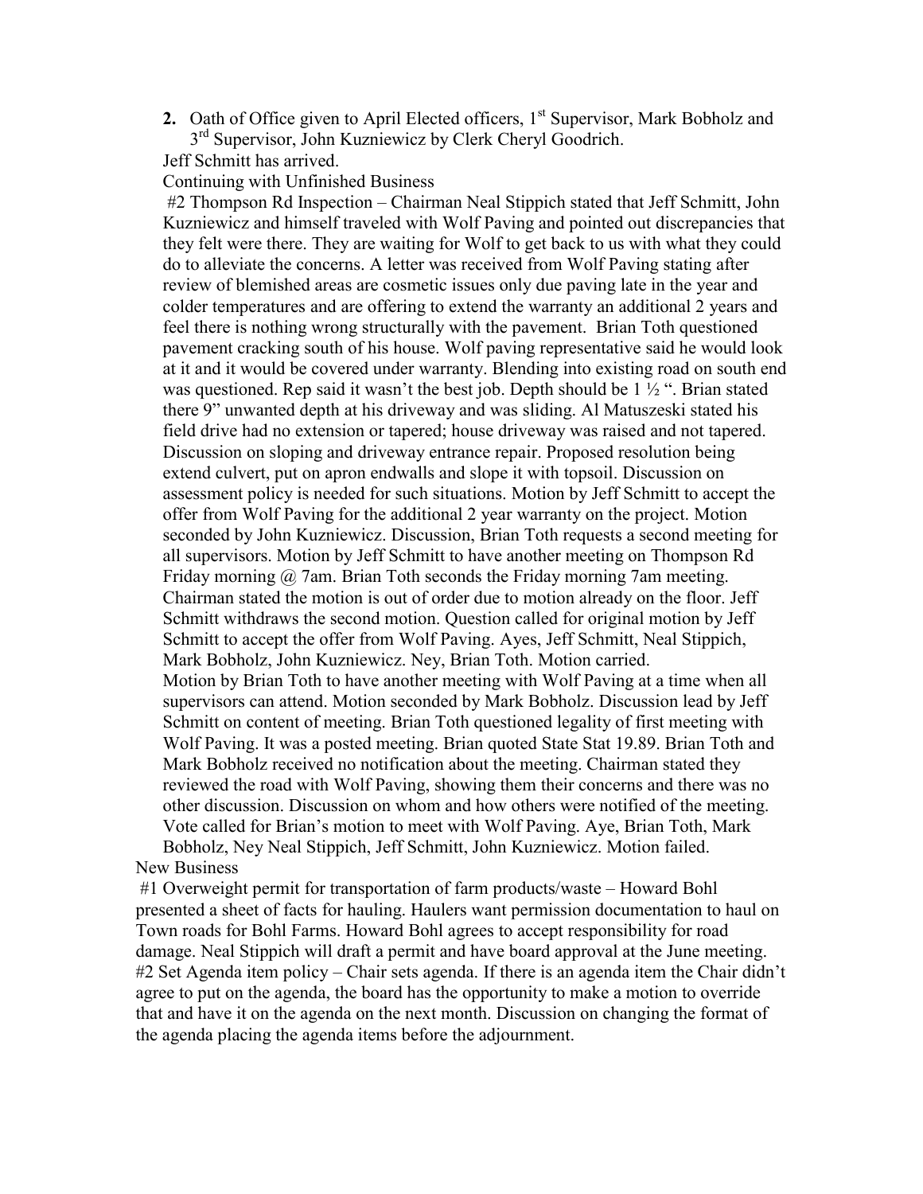**2.** Oath of Office given to April Elected officers, 1st Supervisor, Mark Bobholz and 3rd Supervisor, John Kuzniewicz by Clerk Cheryl Goodrich.

Jeff Schmitt has arrived.

Continuing with Unfinished Business

#2 Thompson Rd Inspection – Chairman Neal Stippich stated that Jeff Schmitt, John Kuzniewicz and himself traveled with Wolf Paving and pointed out discrepancies that they felt were there. They are waiting for Wolf to get back to us with what they could do to alleviate the concerns. A letter was received from Wolf Paving stating after review of blemished areas are cosmetic issues only due paving late in the year and colder temperatures and are offering to extend the warranty an additional 2 years and feel there is nothing wrong structurally with the pavement. Brian Toth questioned pavement cracking south of his house. Wolf paving representative said he would look at it and it would be covered under warranty. Blending into existing road on south end was questioned. Rep said it wasn't the best job. Depth should be 1 ½ ". Brian stated there 9" unwanted depth at his driveway and was sliding. Al Matuszeski stated his field drive had no extension or tapered; house driveway was raised and not tapered. Discussion on sloping and driveway entrance repair. Proposed resolution being extend culvert, put on apron endwalls and slope it with topsoil. Discussion on assessment policy is needed for such situations. Motion by Jeff Schmitt to accept the offer from Wolf Paving for the additional 2 year warranty on the project. Motion seconded by John Kuzniewicz. Discussion, Brian Toth requests a second meeting for all supervisors. Motion by Jeff Schmitt to have another meeting on Thompson Rd Friday morning @ 7am. Brian Toth seconds the Friday morning 7am meeting. Chairman stated the motion is out of order due to motion already on the floor. Jeff Schmitt withdraws the second motion. Question called for original motion by Jeff Schmitt to accept the offer from Wolf Paving. Ayes, Jeff Schmitt, Neal Stippich, Mark Bobholz, John Kuzniewicz. Ney, Brian Toth. Motion carried.

Motion by Brian Toth to have another meeting with Wolf Paving at a time when all supervisors can attend. Motion seconded by Mark Bobholz. Discussion lead by Jeff Schmitt on content of meeting. Brian Toth questioned legality of first meeting with Wolf Paving. It was a posted meeting. Brian quoted State Stat 19.89. Brian Toth and Mark Bobholz received no notification about the meeting. Chairman stated they reviewed the road with Wolf Paving, showing them their concerns and there was no other discussion. Discussion on whom and how others were notified of the meeting. Vote called for Brian's motion to meet with Wolf Paving. Aye, Brian Toth, Mark Bobholz, Ney Neal Stippich, Jeff Schmitt, John Kuzniewicz. Motion failed.

New Business

#1 Overweight permit for transportation of farm products/waste – Howard Bohl presented a sheet of facts for hauling. Haulers want permission documentation to haul on Town roads for Bohl Farms. Howard Bohl agrees to accept responsibility for road damage. Neal Stippich will draft a permit and have board approval at the June meeting.

#2 Set Agenda item policy – Chair sets agenda. If there is an agenda item the Chair didn't agree to put on the agenda, the board has the opportunity to make a motion to override that and have it on the agenda on the next month. Discussion on changing the format of the agenda placing the agenda items before the adjournment.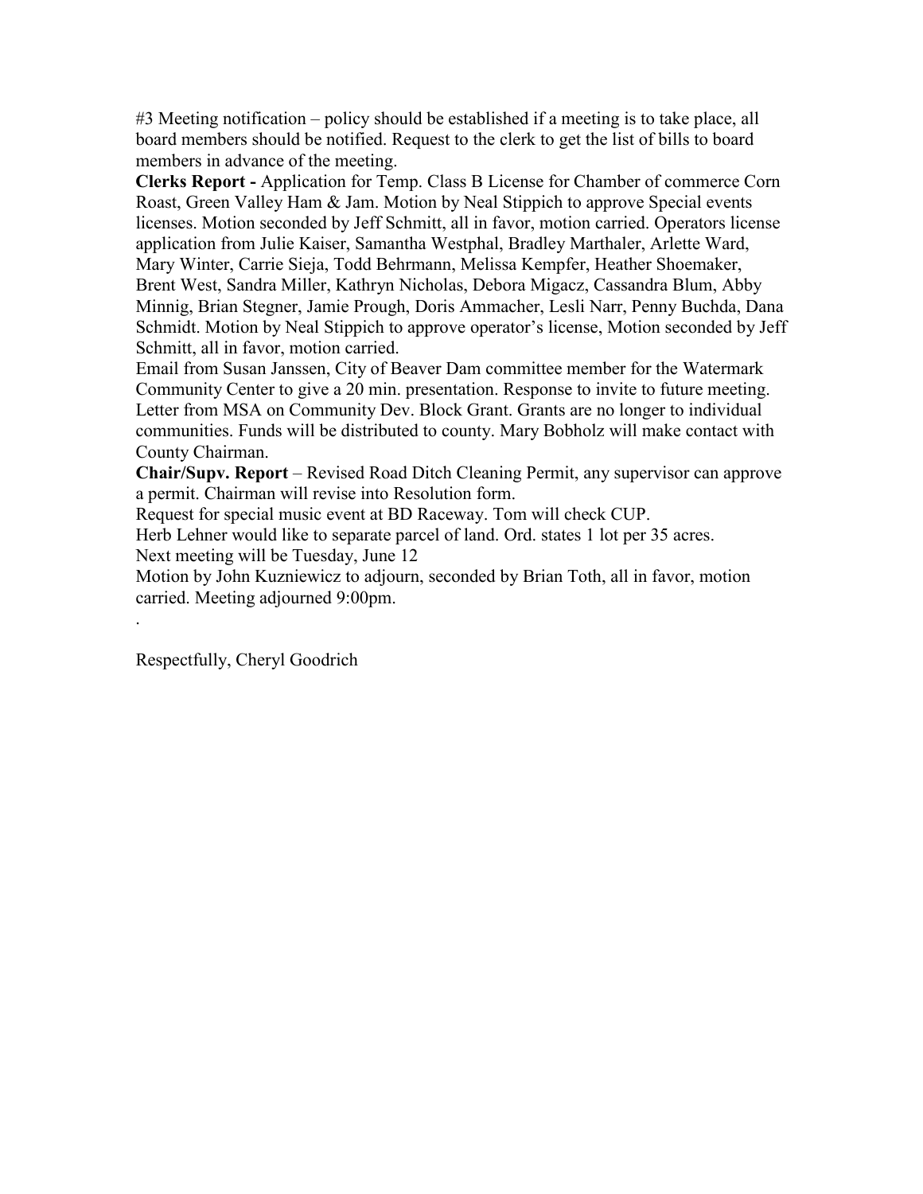#3 Meeting notification – policy should be established if a meeting is to take place, all board members should be notified. Request to the clerk to get the list of bills to board members in advance of the meeting.

**Clerks Report -** Application for Temp. Class B License for Chamber of commerce Corn Roast, Green Valley Ham & Jam. Motion by Neal Stippich to approve Special events licenses. Motion seconded by Jeff Schmitt, all in favor, motion carried. Operators license application from Julie Kaiser, Samantha Westphal, Bradley Marthaler, Arlette Ward, Mary Winter, Carrie Sieja, Todd Behrmann, Melissa Kempfer, Heather Shoemaker, Brent West, Sandra Miller, Kathryn Nicholas, Debora Migacz, Cassandra Blum, Abby Minnig, Brian Stegner, Jamie Prough, Doris Ammacher, Lesli Narr, Penny Buchda, Dana Schmidt. Motion by Neal Stippich to approve operator's license, Motion seconded by Jeff Schmitt, all in favor, motion carried.

Email from Susan Janssen, City of Beaver Dam committee member for the Watermark Community Center to give a 20 min. presentation. Response to invite to future meeting. Letter from MSA on Community Dev. Block Grant. Grants are no longer to individual communities. Funds will be distributed to county. Mary Bobholz will make contact with County Chairman.

**Chair/Supv. Report** – Revised Road Ditch Cleaning Permit, any supervisor can approve a permit. Chairman will revise into Resolution form.

Request for special music event at BD Raceway. Tom will check CUP.

Herb Lehner would like to separate parcel of land. Ord. states 1 lot per 35 acres.

Next meeting will be Tuesday, June 12

Motion by John Kuzniewicz to adjourn, seconded by Brian Toth, all in favor, motion carried. Meeting adjourned 9:00pm.

.

Respectfully, Cheryl Goodrich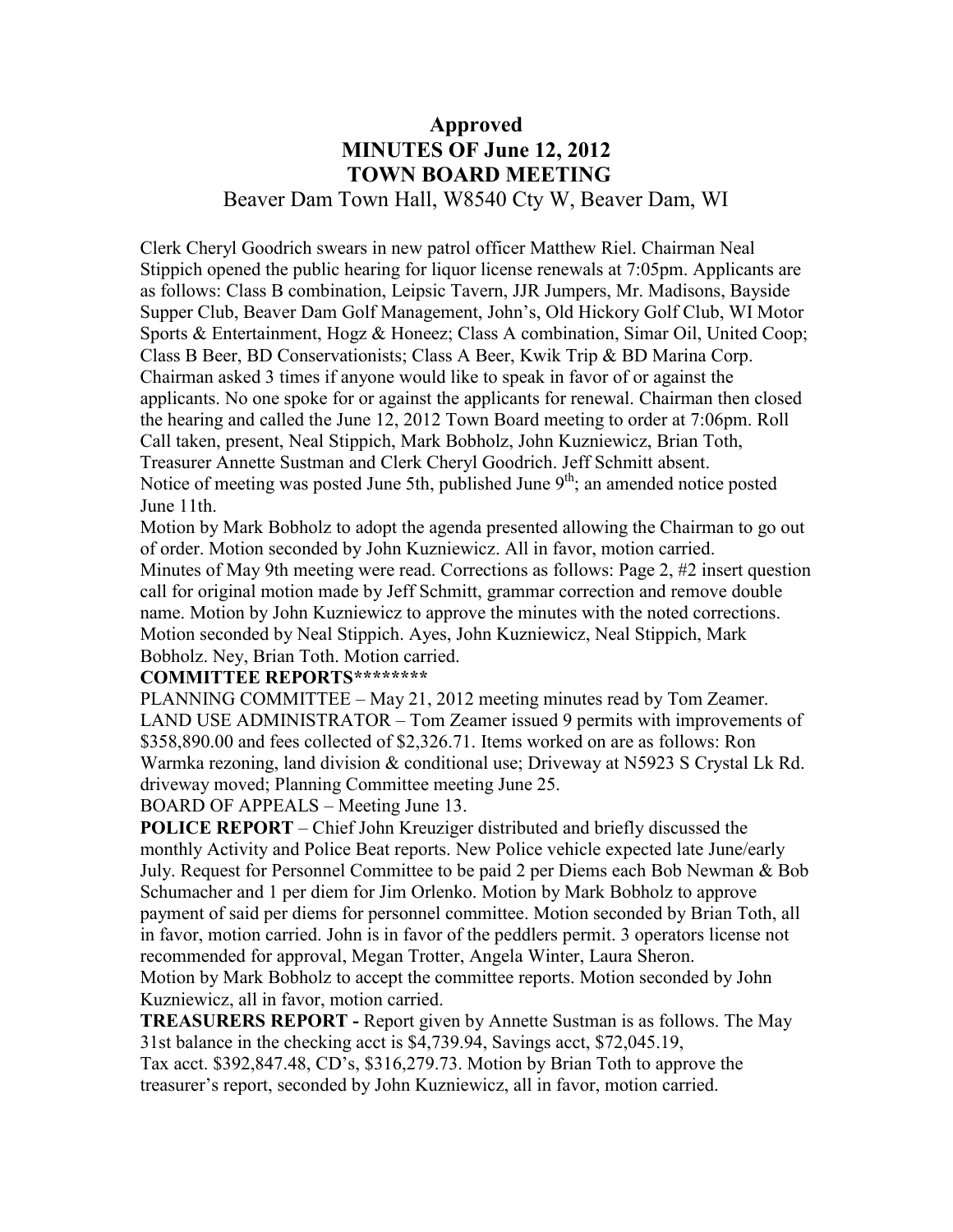# Approved
# MINUTES OF June 12, 2012
# TOWN BOARD MEETING

Beaver Dam Town Hall, W8540 Cty W, Beaver Dam, WI

Clerk Cheryl Goodrich swears in new patrol officer Matthew Riel. Chairman Neal Stippich opened the public hearing for liquor license renewals at 7:05pm. Applicants are as follows: Class B combination, Leipsic Tavern, JJR Jumpers, Mr. Madisons, Bayside Supper Club, Beaver Dam Golf Management, John's, Old Hickory Golf Club, WI Motor Sports & Entertainment, Hogz & Honeez; Class A combination, Simar Oil, United Coop; Class B Beer, BD Conservationists; Class A Beer, Kwik Trip & BD Marina Corp. Chairman asked 3 times if anyone would like to speak in favor of or against the applicants. No one spoke for or against the applicants for renewal. Chairman then closed the hearing and called the June 12, 2012 Town Board meeting to order at 7:06pm. Roll Call taken, present, Neal Stippich, Mark Bobholz, John Kuzniewicz, Brian Toth, Treasurer Annette Sustman and Clerk Cheryl Goodrich. Jeff Schmitt absent.
Notice of meeting was posted June 5th, published June 9th; an amended notice posted June 11th.

Motion by Mark Bobholz to adopt the agenda presented allowing the Chairman to go out of order. Motion seconded by John Kuzniewicz. All in favor, motion carried.
Minutes of May 9th meeting were read. Corrections as follows: Page 2, #2 insert question call for original motion made by Jeff Schmitt, grammar correction and remove double name. Motion by John Kuzniewicz to approve the minutes with the noted corrections. Motion seconded by Neal Stippich. Ayes, John Kuzniewicz, Neal Stippich, Mark Bobholz. Ney, Brian Toth. Motion carried.

**COMMITTEE REPORTS********

PLANNING COMMITTEE – May 21, 2012 meeting minutes read by Tom Zeamer.
LAND USE ADMINISTRATOR – Tom Zeamer issued 9 permits with improvements of $358,890.00 and fees collected of $2,326.71. Items worked on are as follows: Ron Warmka rezoning, land division & conditional use; Driveway at N5923 S Crystal Lk Rd. driveway moved; Planning Committee meeting June 25.
BOARD OF APPEALS – Meeting June 13.

**POLICE REPORT** – Chief John Kreuziger distributed and briefly discussed the monthly Activity and Police Beat reports. New Police vehicle expected late June/early July. Request for Personnel Committee to be paid 2 per Diems each Bob Newman & Bob Schumacher and 1 per diem for Jim Orlenko. Motion by Mark Bobholz to approve payment of said per diems for personnel committee. Motion seconded by Brian Toth, all in favor, motion carried. John is in favor of the peddlers permit. 3 operators license not recommended for approval, Megan Trotter, Angela Winter, Laura Sheron.
Motion by Mark Bobholz to accept the committee reports. Motion seconded by John Kuzniewicz, all in favor, motion carried.

**TREASURERS REPORT -** Report given by Annette Sustman is as follows. The May 31st balance in the checking acct is $4,739.94, Savings acct, $72,045.19, Tax acct. $392,847.48, CD's, $316,279.73. Motion by Brian Toth to approve the treasurer's report, seconded by John Kuzniewicz, all in favor, motion carried.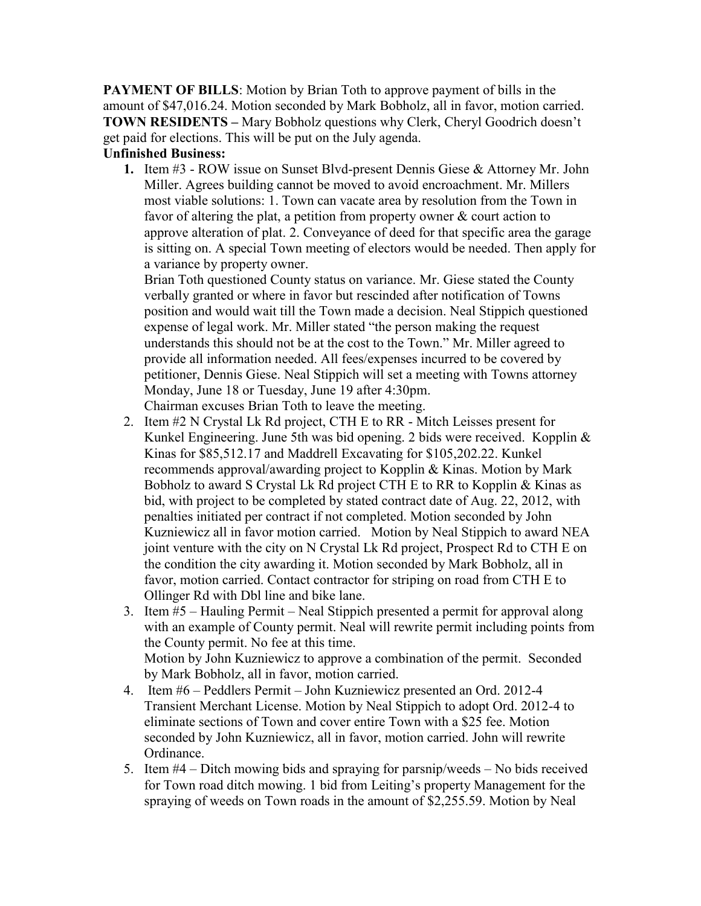**PAYMENT OF BILLS**: Motion by Brian Toth to approve payment of bills in the amount of $47,016.24. Motion seconded by Mark Bobholz, all in favor, motion carried.

**TOWN RESIDENTS –** Mary Bobholz questions why Clerk, Cheryl Goodrich doesn't get paid for elections. This will be put on the July agenda.

**Unfinished Business:**

1. Item #3 - ROW issue on Sunset Blvd-present Dennis Giese & Attorney Mr. John Miller. Agrees building cannot be moved to avoid encroachment. Mr. Millers most viable solutions: 1. Town can vacate area by resolution from the Town in favor of altering the plat, a petition from property owner & court action to approve alteration of plat. 2. Conveyance of deed for that specific area the garage is sitting on. A special Town meeting of electors would be needed. Then apply for a variance by property owner.

   Brian Toth questioned County status on variance. Mr. Giese stated the County verbally granted or where in favor but rescinded after notification of Towns position and would wait till the Town made a decision. Neal Stippich questioned expense of legal work. Mr. Miller stated "the person making the request understands this should not be at the cost to the Town." Mr. Miller agreed to provide all information needed. All fees/expenses incurred to be covered by petitioner, Dennis Giese. Neal Stippich will set a meeting with Towns attorney Monday, June 18 or Tuesday, June 19 after 4:30pm.

   Chairman excuses Brian Toth to leave the meeting.
2. Item #2 N Crystal Lk Rd project, CTH E to RR - Mitch Leisses present for Kunkel Engineering. June 5th was bid opening. 2 bids were received. Kopplin & Kinas for $85,512.17 and Maddrell Excavating for $105,202.22. Kunkel recommends approval/awarding project to Kopplin & Kinas. Motion by Mark Bobholz to award S Crystal Lk Rd project CTH E to RR to Kopplin & Kinas as bid, with project to be completed by stated contract date of Aug. 22, 2012, with penalties initiated per contract if not completed. Motion seconded by John Kuzniewicz all in favor motion carried. Motion by Neal Stippich to award NEA joint venture with the city on N Crystal Lk Rd project, Prospect Rd to CTH E on the condition the city awarding it. Motion seconded by Mark Bobholz, all in favor, motion carried. Contact contractor for striping on road from CTH E to Ollinger Rd with Dbl line and bike lane.
3. Item #5 – Hauling Permit – Neal Stippich presented a permit for approval along with an example of County permit. Neal will rewrite permit including points from the County permit. No fee at this time.

   Motion by John Kuzniewicz to approve a combination of the permit. Seconded by Mark Bobholz, all in favor, motion carried.
4. Item #6 – Peddlers Permit – John Kuzniewicz presented an Ord. 2012-4 Transient Merchant License. Motion by Neal Stippich to adopt Ord. 2012-4 to eliminate sections of Town and cover entire Town with a $25 fee. Motion seconded by John Kuzniewicz, all in favor, motion carried. John will rewrite Ordinance.
5. Item #4 – Ditch mowing bids and spraying for parsnip/weeds – No bids received for Town road ditch mowing. 1 bid from Leiting's property Management for the spraying of weeds on Town roads in the amount of $2,255.59. Motion by Neal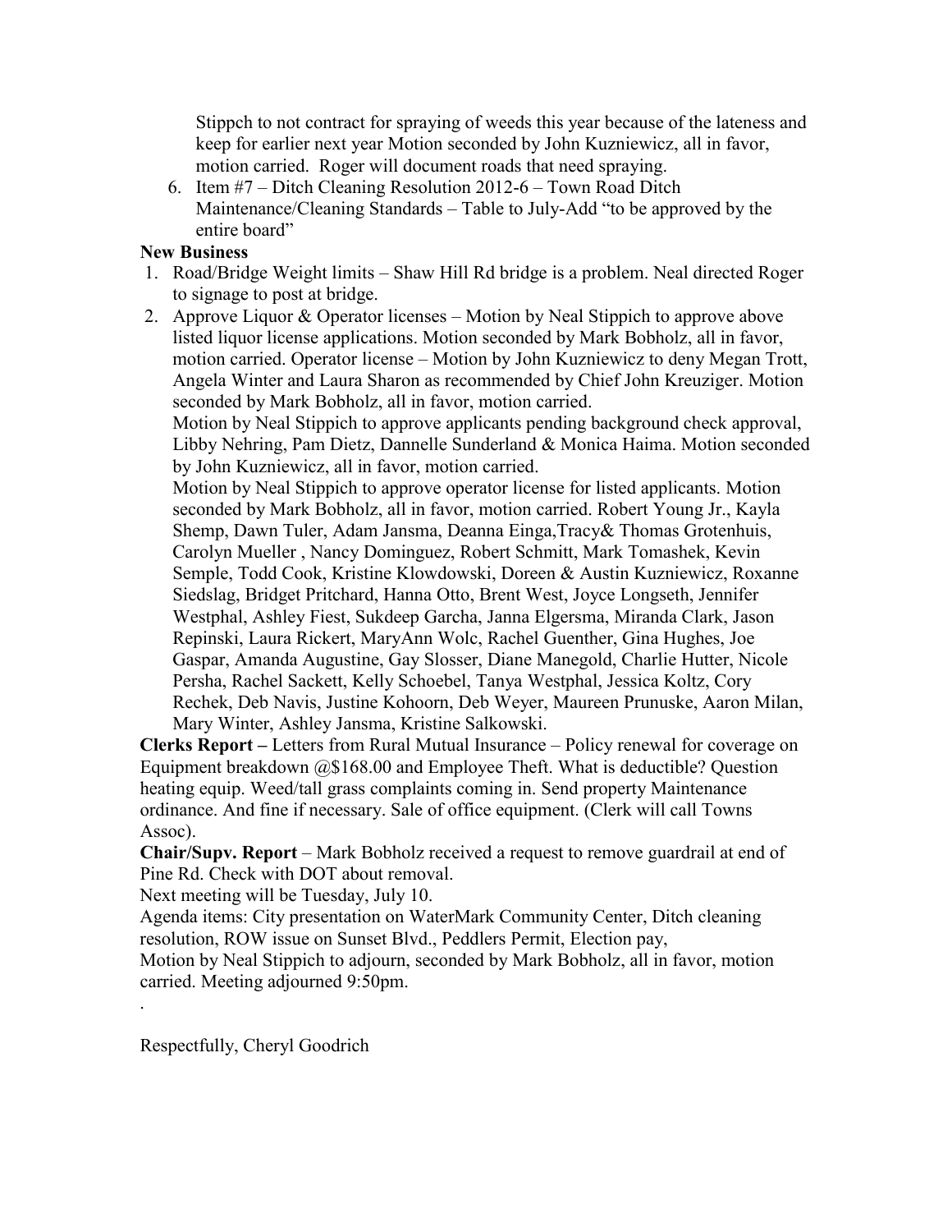Stippch to not contract for spraying of weeds this year because of the lateness and keep for earlier next year Motion seconded by John Kuzniewicz, all in favor, motion carried.  Roger will document roads that need spraying.

6. Item #7 – Ditch Cleaning Resolution 2012-6 – Town Road Ditch Maintenance/Cleaning Standards – Table to July-Add "to be approved by the entire board"

**New Business**

1. Road/Bridge Weight limits – Shaw Hill Rd bridge is a problem. Neal directed Roger to signage to post at bridge.
2. Approve Liquor & Operator licenses – Motion by Neal Stippich to approve above listed liquor license applications. Motion seconded by Mark Bobholz, all in favor, motion carried. Operator license – Motion by John Kuzniewicz to deny Megan Trott, Angela Winter and Laura Sharon as recommended by Chief John Kreuziger. Motion seconded by Mark Bobholz, all in favor, motion carried.

   Motion by Neal Stippich to approve applicants pending background check approval, Libby Nehring, Pam Dietz, Dannelle Sunderland & Monica Haima. Motion seconded by John Kuzniewicz, all in favor, motion carried.

   Motion by Neal Stippich to approve operator license for listed applicants. Motion seconded by Mark Bobholz, all in favor, motion carried. Robert Young Jr., Kayla Shemp, Dawn Tuler, Adam Jansma, Deanna Einga,Tracy& Thomas Grotenhuis, Carolyn Mueller , Nancy Dominguez, Robert Schmitt, Mark Tomashek, Kevin Semple, Todd Cook, Kristine Klowdowski, Doreen & Austin Kuzniewicz, Roxanne Siedslag, Bridget Pritchard, Hanna Otto, Brent West, Joyce Longseth, Jennifer Westphal, Ashley Fiest, Sukdeep Garcha, Janna Elgersma, Miranda Clark, Jason Repinski, Laura Rickert, MaryAnn Wolc, Rachel Guenther, Gina Hughes, Joe Gaspar, Amanda Augustine, Gay Slosser, Diane Manegold, Charlie Hutter, Nicole Persha, Rachel Sackett, Kelly Schoebel, Tanya Westphal, Jessica Koltz, Cory Rechek, Deb Navis, Justine Kohoorn, Deb Weyer, Maureen Prunuske, Aaron Milan, Mary Winter, Ashley Jansma, Kristine Salkowski.

**Clerks Report –** Letters from Rural Mutual Insurance – Policy renewal for coverage on Equipment breakdown @$168.00 and Employee Theft. What is deductible? Question heating equip. Weed/tall grass complaints coming in. Send property Maintenance ordinance. And fine if necessary. Sale of office equipment. (Clerk will call Towns Assoc).

**Chair/Supv. Report** – Mark Bobholz received a request to remove guardrail at end of Pine Rd. Check with DOT about removal.

Next meeting will be Tuesday, July 10.

Agenda items: City presentation on WaterMark Community Center, Ditch cleaning resolution, ROW issue on Sunset Blvd., Peddlers Permit, Election pay,

Motion by Neal Stippich to adjourn, seconded by Mark Bobholz, all in favor, motion carried. Meeting adjourned 9:50pm.

.

Respectfully, Cheryl Goodrich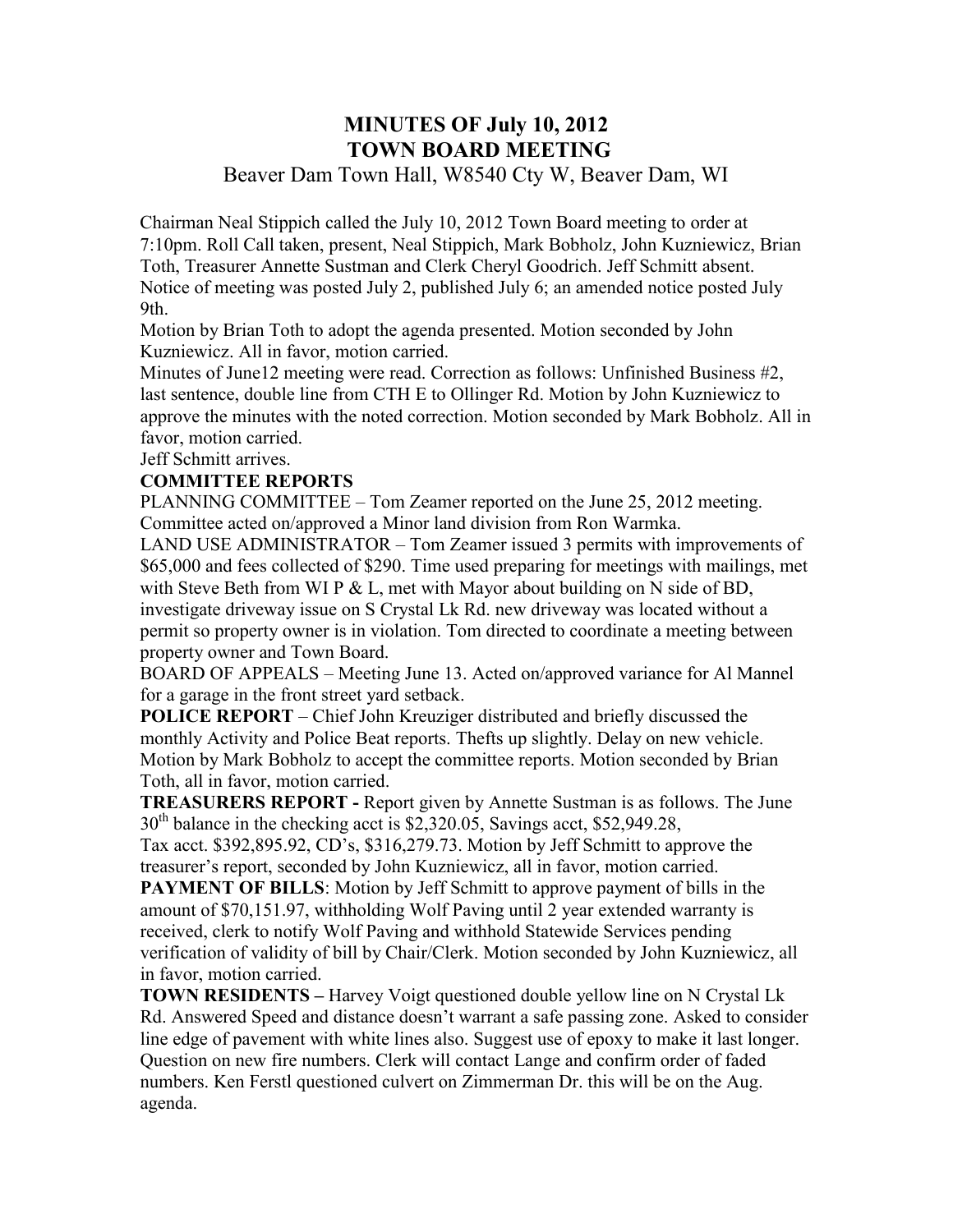# MINUTES OF July 10, 2012
# TOWN BOARD MEETING

Beaver Dam Town Hall, W8540 Cty W, Beaver Dam, WI

Chairman Neal Stippich called the July 10, 2012 Town Board meeting to order at 7:10pm. Roll Call taken, present, Neal Stippich, Mark Bobholz, John Kuzniewicz, Brian Toth, Treasurer Annette Sustman and Clerk Cheryl Goodrich. Jeff Schmitt absent. Notice of meeting was posted July 2, published July 6; an amended notice posted July 9th.

Motion by Brian Toth to adopt the agenda presented. Motion seconded by John Kuzniewicz. All in favor, motion carried.

Minutes of June12 meeting were read. Correction as follows: Unfinished Business #2, last sentence, double line from CTH E to Ollinger Rd. Motion by John Kuzniewicz to approve the minutes with the noted correction. Motion seconded by Mark Bobholz. All in favor, motion carried.

Jeff Schmitt arrives.

**COMMITTEE REPORTS**

PLANNING COMMITTEE – Tom Zeamer reported on the June 25, 2012 meeting. Committee acted on/approved a Minor land division from Ron Warmka.

LAND USE ADMINISTRATOR – Tom Zeamer issued 3 permits with improvements of $65,000 and fees collected of $290. Time used preparing for meetings with mailings, met with Steve Beth from WI P & L, met with Mayor about building on N side of BD, investigate driveway issue on S Crystal Lk Rd. new driveway was located without a permit so property owner is in violation. Tom directed to coordinate a meeting between property owner and Town Board.

BOARD OF APPEALS – Meeting June 13. Acted on/approved variance for Al Mannel for a garage in the front street yard setback.

**POLICE REPORT** – Chief John Kreuziger distributed and briefly discussed the monthly Activity and Police Beat reports. Thefts up slightly. Delay on new vehicle.

Motion by Mark Bobholz to accept the committee reports. Motion seconded by Brian Toth, all in favor, motion carried.

**TREASURERS REPORT -** Report given by Annette Sustman is as follows. The June 30th balance in the checking acct is $2,320.05, Savings acct, $52,949.28, Tax acct. $392,895.92, CD's, $316,279.73. Motion by Jeff Schmitt to approve the treasurer's report, seconded by John Kuzniewicz, all in favor, motion carried.

**PAYMENT OF BILLS**: Motion by Jeff Schmitt to approve payment of bills in the amount of $70,151.97, withholding Wolf Paving until 2 year extended warranty is received, clerk to notify Wolf Paving and withhold Statewide Services pending verification of validity of bill by Chair/Clerk. Motion seconded by John Kuzniewicz, all in favor, motion carried.

**TOWN RESIDENTS –** Harvey Voigt questioned double yellow line on N Crystal Lk Rd. Answered Speed and distance doesn't warrant a safe passing zone. Asked to consider line edge of pavement with white lines also. Suggest use of epoxy to make it last longer. Question on new fire numbers. Clerk will contact Lange and confirm order of faded numbers. Ken Ferstl questioned culvert on Zimmerman Dr. this will be on the Aug. agenda.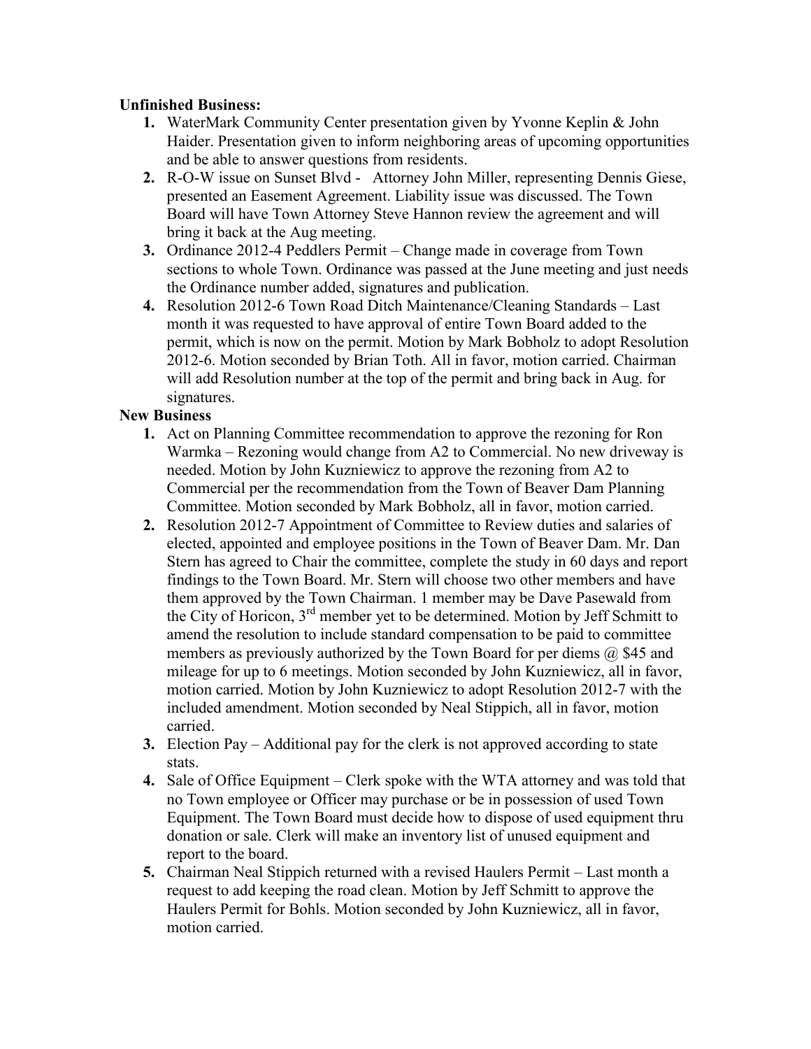**Unfinished Business:**

1. WaterMark Community Center presentation given by Yvonne Keplin & John Haider. Presentation given to inform neighboring areas of upcoming opportunities and be able to answer questions from residents.
2. R-O-W issue on Sunset Blvd - Attorney John Miller, representing Dennis Giese, presented an Easement Agreement. Liability issue was discussed. The Town Board will have Town Attorney Steve Hannon review the agreement and will bring it back at the Aug meeting.
3. Ordinance 2012-4 Peddlers Permit – Change made in coverage from Town sections to whole Town. Ordinance was passed at the June meeting and just needs the Ordinance number added, signatures and publication.
4. Resolution 2012-6 Town Road Ditch Maintenance/Cleaning Standards – Last month it was requested to have approval of entire Town Board added to the permit, which is now on the permit. Motion by Mark Bobholz to adopt Resolution 2012-6. Motion seconded by Brian Toth. All in favor, motion carried. Chairman will add Resolution number at the top of the permit and bring back in Aug. for signatures.

**New Business**

1. Act on Planning Committee recommendation to approve the rezoning for Ron Warmka – Rezoning would change from A2 to Commercial. No new driveway is needed. Motion by John Kuzniewicz to approve the rezoning from A2 to Commercial per the recommendation from the Town of Beaver Dam Planning Committee. Motion seconded by Mark Bobholz, all in favor, motion carried.
2. Resolution 2012-7 Appointment of Committee to Review duties and salaries of elected, appointed and employee positions in the Town of Beaver Dam. Mr. Dan Stern has agreed to Chair the committee, complete the study in 60 days and report findings to the Town Board. Mr. Stern will choose two other members and have them approved by the Town Chairman. 1 member may be Dave Pasewald from the City of Horicon, 3rd member yet to be determined. Motion by Jeff Schmitt to amend the resolution to include standard compensation to be paid to committee members as previously authorized by the Town Board for per diems @ $45 and mileage for up to 6 meetings. Motion seconded by John Kuzniewicz, all in favor, motion carried. Motion by John Kuzniewicz to adopt Resolution 2012-7 with the included amendment. Motion seconded by Neal Stippich, all in favor, motion carried.
3. Election Pay – Additional pay for the clerk is not approved according to state stats.
4. Sale of Office Equipment – Clerk spoke with the WTA attorney and was told that no Town employee or Officer may purchase or be in possession of used Town Equipment. The Town Board must decide how to dispose of used equipment thru donation or sale. Clerk will make an inventory list of unused equipment and report to the board.
5. Chairman Neal Stippich returned with a revised Haulers Permit – Last month a request to add keeping the road clean. Motion by Jeff Schmitt to approve the Haulers Permit for Bohls. Motion seconded by John Kuzniewicz, all in favor, motion carried.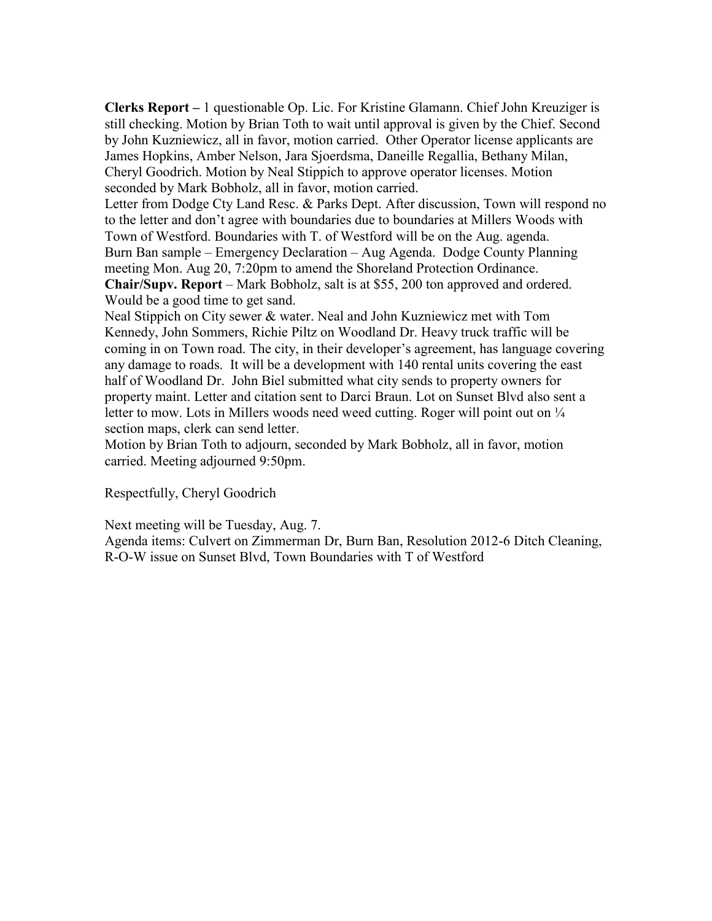**Clerks Report –** 1 questionable Op. Lic. For Kristine Glamann. Chief John Kreuziger is still checking. Motion by Brian Toth to wait until approval is given by the Chief. Second by John Kuzniewicz, all in favor, motion carried. Other Operator license applicants are James Hopkins, Amber Nelson, Jara Sjoerdsma, Daneille Regallia, Bethany Milan, Cheryl Goodrich. Motion by Neal Stippich to approve operator licenses. Motion seconded by Mark Bobholz, all in favor, motion carried.

Letter from Dodge Cty Land Resc. & Parks Dept. After discussion, Town will respond no to the letter and don't agree with boundaries due to boundaries at Millers Woods with Town of Westford. Boundaries with T. of Westford will be on the Aug. agenda.

Burn Ban sample – Emergency Declaration – Aug Agenda. Dodge County Planning meeting Mon. Aug 20, 7:20pm to amend the Shoreland Protection Ordinance.

**Chair/Supv. Report** – Mark Bobholz, salt is at $55, 200 ton approved and ordered. Would be a good time to get sand.

Neal Stippich on City sewer & water. Neal and John Kuzniewicz met with Tom Kennedy, John Sommers, Richie Piltz on Woodland Dr. Heavy truck traffic will be coming in on Town road. The city, in their developer's agreement, has language covering any damage to roads. It will be a development with 140 rental units covering the east half of Woodland Dr. John Biel submitted what city sends to property owners for property maint. Letter and citation sent to Darci Braun. Lot on Sunset Blvd also sent a letter to mow. Lots in Millers woods need weed cutting. Roger will point out on ¼ section maps, clerk can send letter.

Motion by Brian Toth to adjourn, seconded by Mark Bobholz, all in favor, motion carried. Meeting adjourned 9:50pm.

Respectfully, Cheryl Goodrich

Next meeting will be Tuesday, Aug. 7.

Agenda items: Culvert on Zimmerman Dr, Burn Ban, Resolution 2012-6 Ditch Cleaning, R-O-W issue on Sunset Blvd, Town Boundaries with T of Westford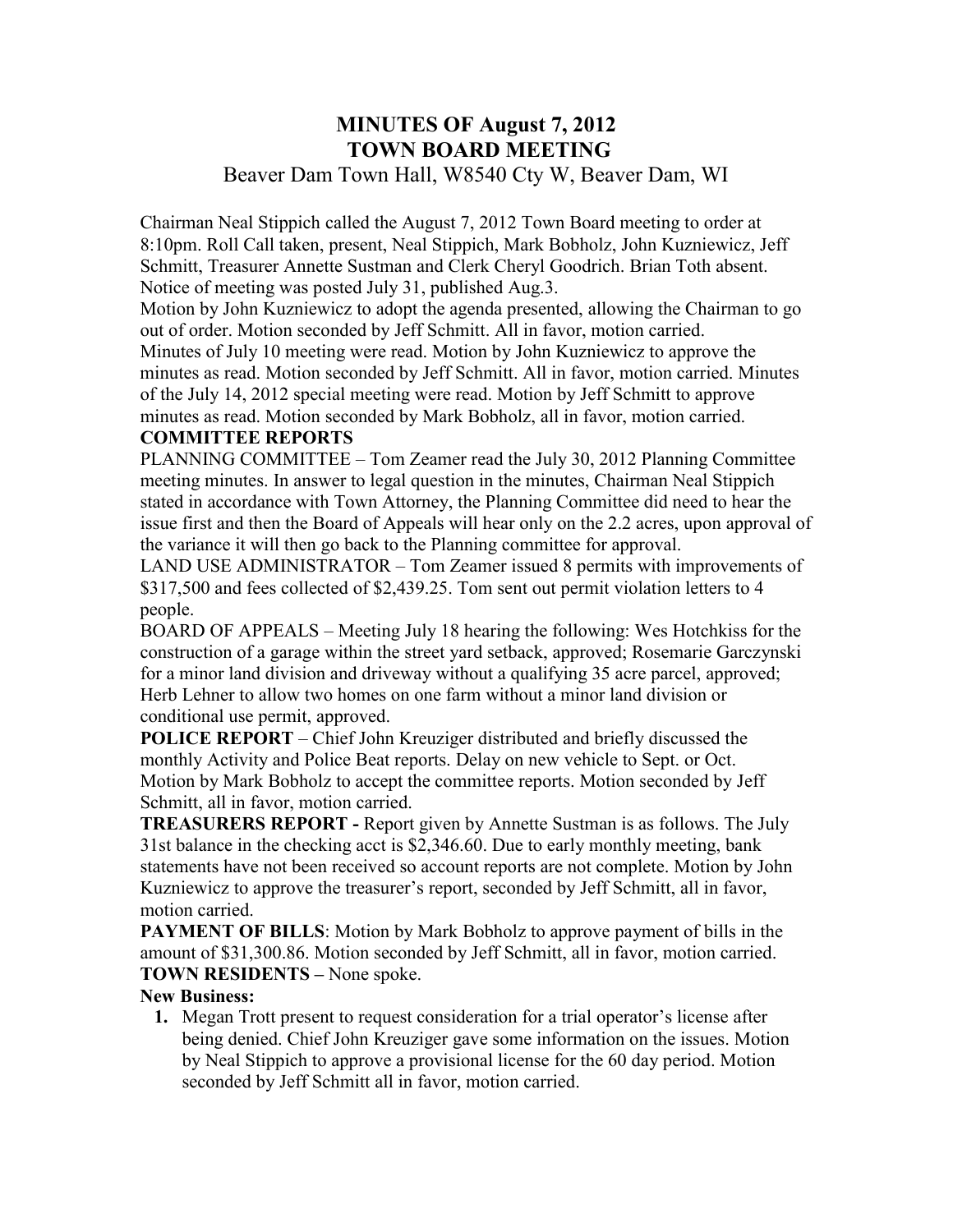# MINUTES OF August 7, 2012
# TOWN BOARD MEETING
## Beaver Dam Town Hall, W8540 Cty W, Beaver Dam, WI

Chairman Neal Stippich called the August 7, 2012 Town Board meeting to order at 8:10pm. Roll Call taken, present, Neal Stippich, Mark Bobholz, John Kuzniewicz, Jeff Schmitt, Treasurer Annette Sustman and Clerk Cheryl Goodrich. Brian Toth absent. Notice of meeting was posted July 31, published Aug.3.

Motion by John Kuzniewicz to adopt the agenda presented, allowing the Chairman to go out of order. Motion seconded by Jeff Schmitt. All in favor, motion carried.

Minutes of July 10 meeting were read. Motion by John Kuzniewicz to approve the minutes as read. Motion seconded by Jeff Schmitt. All in favor, motion carried. Minutes of the July 14, 2012 special meeting were read. Motion by Jeff Schmitt to approve minutes as read. Motion seconded by Mark Bobholz, all in favor, motion carried.

**COMMITTEE REPORTS**

PLANNING COMMITTEE – Tom Zeamer read the July 30, 2012 Planning Committee meeting minutes. In answer to legal question in the minutes, Chairman Neal Stippich stated in accordance with Town Attorney, the Planning Committee did need to hear the issue first and then the Board of Appeals will hear only on the 2.2 acres, upon approval of the variance it will then go back to the Planning committee for approval.

LAND USE ADMINISTRATOR – Tom Zeamer issued 8 permits with improvements of $317,500 and fees collected of $2,439.25. Tom sent out permit violation letters to 4 people.

BOARD OF APPEALS – Meeting July 18 hearing the following: Wes Hotchkiss for the construction of a garage within the street yard setback, approved; Rosemarie Garczynski for a minor land division and driveway without a qualifying 35 acre parcel, approved; Herb Lehner to allow two homes on one farm without a minor land division or conditional use permit, approved.

**POLICE REPORT** – Chief John Kreuziger distributed and briefly discussed the monthly Activity and Police Beat reports. Delay on new vehicle to Sept. or Oct. Motion by Mark Bobholz to accept the committee reports. Motion seconded by Jeff Schmitt, all in favor, motion carried.

**TREASURERS REPORT -** Report given by Annette Sustman is as follows. The July 31st balance in the checking acct is $2,346.60. Due to early monthly meeting, bank statements have not been received so account reports are not complete. Motion by John Kuzniewicz to approve the treasurer's report, seconded by Jeff Schmitt, all in favor, motion carried.

**PAYMENT OF BILLS**: Motion by Mark Bobholz to approve payment of bills in the amount of $31,300.86. Motion seconded by Jeff Schmitt, all in favor, motion carried.

**TOWN RESIDENTS –** None spoke.

**New Business:**

1. Megan Trott present to request consideration for a trial operator's license after being denied. Chief John Kreuziger gave some information on the issues. Motion by Neal Stippich to approve a provisional license for the 60 day period. Motion seconded by Jeff Schmitt all in favor, motion carried.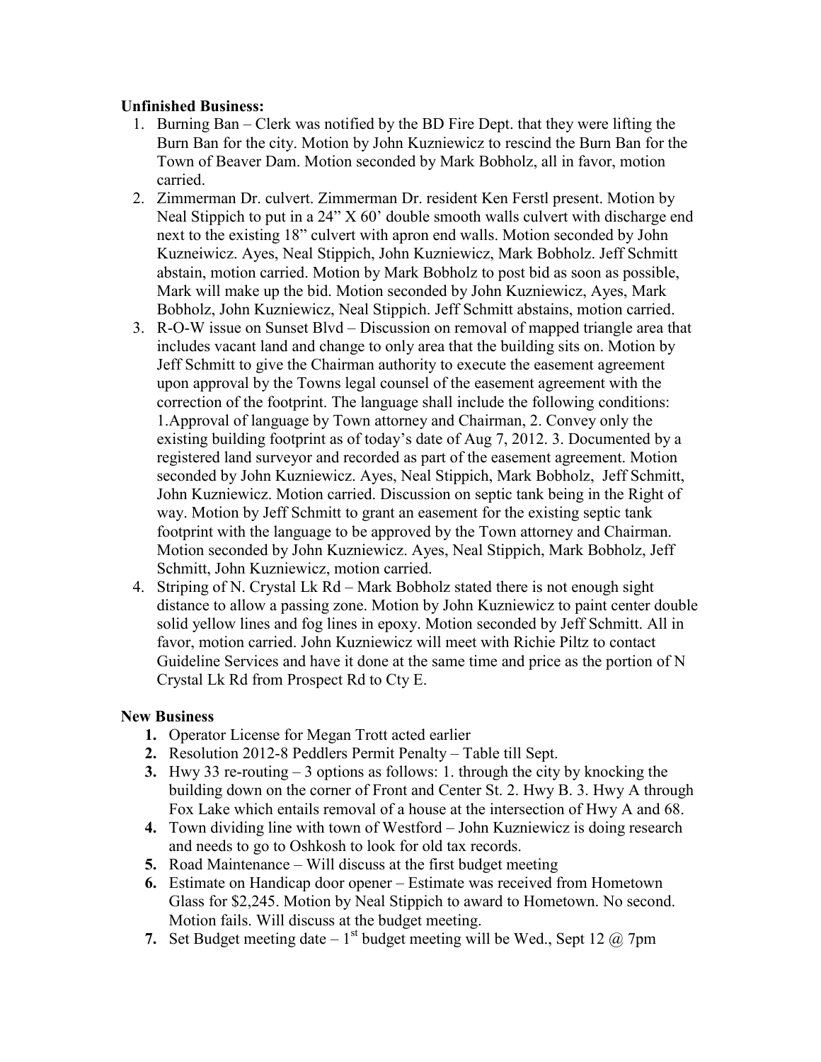**Unfinished Business:**

1. Burning Ban – Clerk was notified by the BD Fire Dept. that they were lifting the Burn Ban for the city. Motion by John Kuzniewicz to rescind the Burn Ban for the Town of Beaver Dam. Motion seconded by Mark Bobholz, all in favor, motion carried.
2. Zimmerman Dr. culvert. Zimmerman Dr. resident Ken Ferstl present. Motion by Neal Stippich to put in a 24" X 60' double smooth walls culvert with discharge end next to the existing 18" culvert with apron end walls. Motion seconded by John Kuzneiwicz. Ayes, Neal Stippich, John Kuzniewicz, Mark Bobholz. Jeff Schmitt abstain, motion carried. Motion by Mark Bobholz to post bid as soon as possible, Mark will make up the bid. Motion seconded by John Kuzniewicz, Ayes, Mark Bobholz, John Kuzniewicz, Neal Stippich. Jeff Schmitt abstains, motion carried.
3. R-O-W issue on Sunset Blvd – Discussion on removal of mapped triangle area that includes vacant land and change to only area that the building sits on. Motion by Jeff Schmitt to give the Chairman authority to execute the easement agreement upon approval by the Towns legal counsel of the easement agreement with the correction of the footprint. The language shall include the following conditions: 1.Approval of language by Town attorney and Chairman, 2. Convey only the existing building footprint as of today's date of Aug 7, 2012. 3. Documented by a registered land surveyor and recorded as part of the easement agreement. Motion seconded by John Kuzniewicz. Ayes, Neal Stippich, Mark Bobholz, Jeff Schmitt, John Kuzniewicz. Motion carried. Discussion on septic tank being in the Right of way. Motion by Jeff Schmitt to grant an easement for the existing septic tank footprint with the language to be approved by the Town attorney and Chairman. Motion seconded by John Kuzniewicz. Ayes, Neal Stippich, Mark Bobholz, Jeff Schmitt, John Kuzniewicz, motion carried.
4. Striping of N. Crystal Lk Rd – Mark Bobholz stated there is not enough sight distance to allow a passing zone. Motion by John Kuzniewicz to paint center double solid yellow lines and fog lines in epoxy. Motion seconded by Jeff Schmitt. All in favor, motion carried. John Kuzniewicz will meet with Richie Piltz to contact Guideline Services and have it done at the same time and price as the portion of N Crystal Lk Rd from Prospect Rd to Cty E.

**New Business**

1. Operator License for Megan Trott acted earlier
2. Resolution 2012-8 Peddlers Permit Penalty – Table till Sept.
3. Hwy 33 re-routing – 3 options as follows: 1. through the city by knocking the building down on the corner of Front and Center St. 2. Hwy B. 3. Hwy A through Fox Lake which entails removal of a house at the intersection of Hwy A and 68.
4. Town dividing line with town of Westford – John Kuzniewicz is doing research and needs to go to Oshkosh to look for old tax records.
5. Road Maintenance – Will discuss at the first budget meeting
6. Estimate on Handicap door opener – Estimate was received from Hometown Glass for $2,245. Motion by Neal Stippich to award to Hometown. No second. Motion fails. Will discuss at the budget meeting.
7. Set Budget meeting date – 1st budget meeting will be Wed., Sept 12 @ 7pm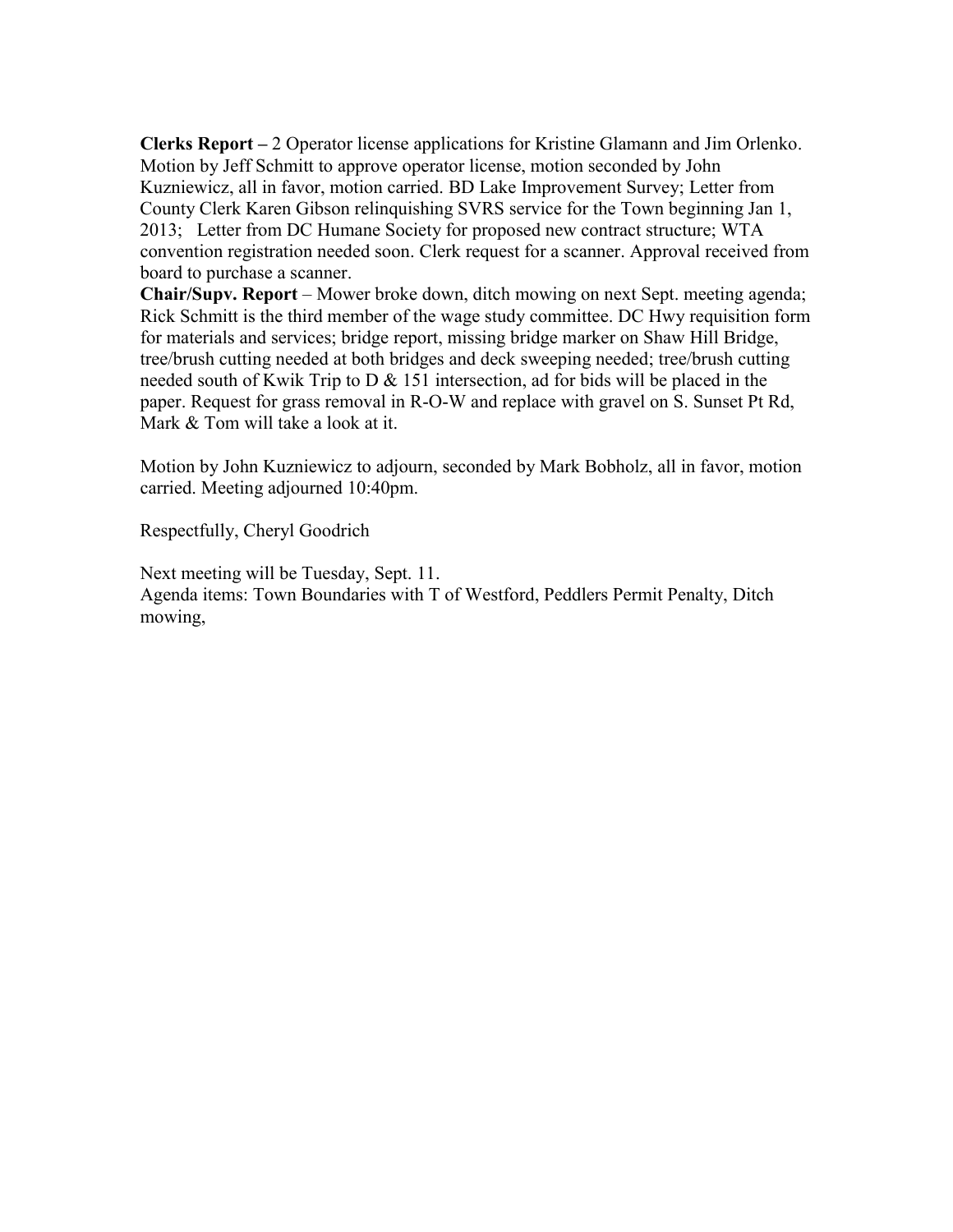**Clerks Report –** 2 Operator license applications for Kristine Glamann and Jim Orlenko. Motion by Jeff Schmitt to approve operator license, motion seconded by John Kuzniewicz, all in favor, motion carried. BD Lake Improvement Survey; Letter from County Clerk Karen Gibson relinquishing SVRS service for the Town beginning Jan 1, 2013; Letter from DC Humane Society for proposed new contract structure; WTA convention registration needed soon. Clerk request for a scanner. Approval received from board to purchase a scanner.

**Chair/Supv. Report** – Mower broke down, ditch mowing on next Sept. meeting agenda; Rick Schmitt is the third member of the wage study committee. DC Hwy requisition form for materials and services; bridge report, missing bridge marker on Shaw Hill Bridge, tree/brush cutting needed at both bridges and deck sweeping needed; tree/brush cutting needed south of Kwik Trip to D & 151 intersection, ad for bids will be placed in the paper. Request for grass removal in R-O-W and replace with gravel on S. Sunset Pt Rd, Mark & Tom will take a look at it.

Motion by John Kuzniewicz to adjourn, seconded by Mark Bobholz, all in favor, motion carried. Meeting adjourned 10:40pm.

Respectfully, Cheryl Goodrich

Next meeting will be Tuesday, Sept. 11.
Agenda items: Town Boundaries with T of Westford, Peddlers Permit Penalty, Ditch mowing,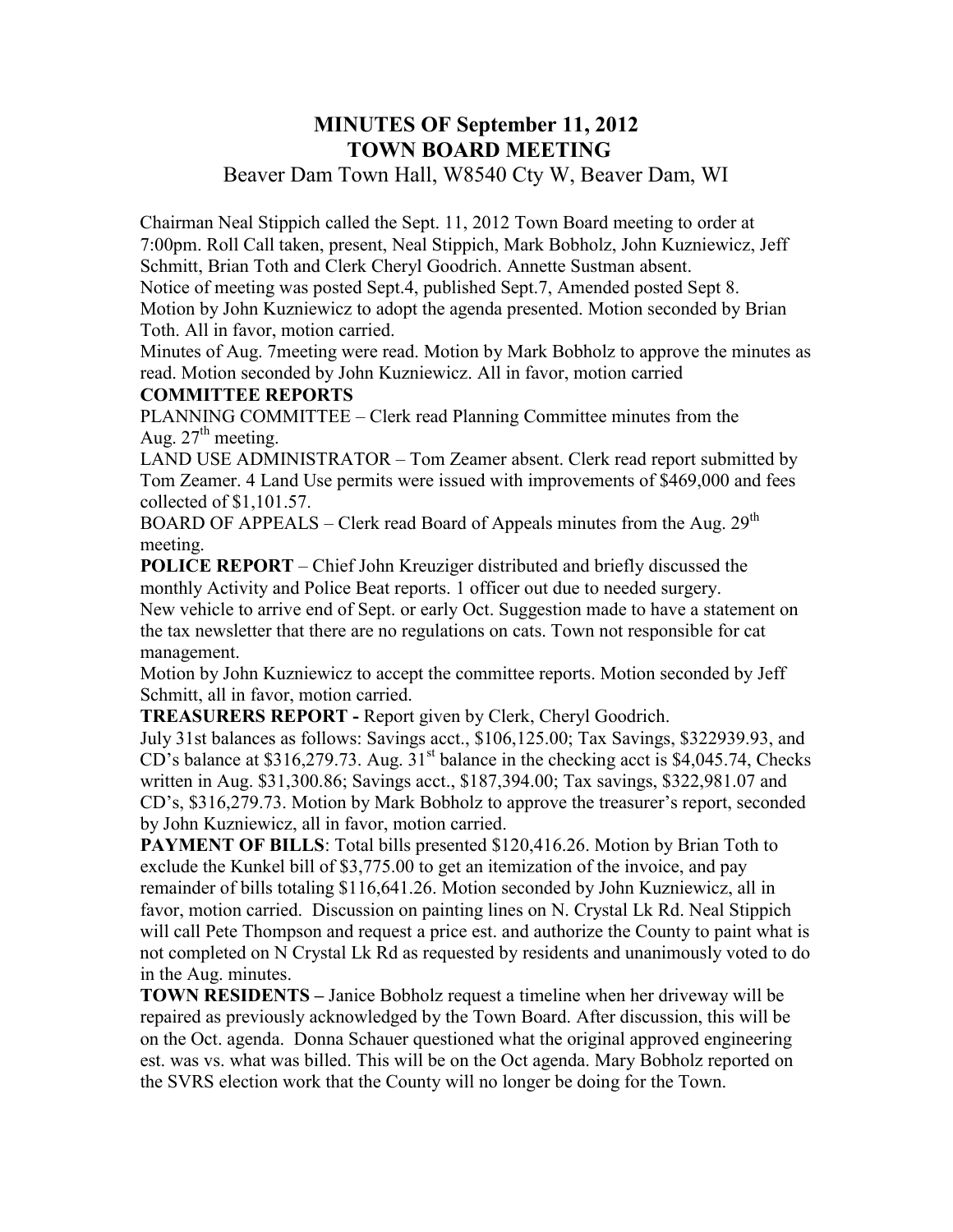# MINUTES OF September 11, 2012
# TOWN BOARD MEETING

Beaver Dam Town Hall, W8540 Cty W, Beaver Dam, WI

Chairman Neal Stippich called the Sept. 11, 2012 Town Board meeting to order at 7:00pm. Roll Call taken, present, Neal Stippich, Mark Bobholz, John Kuzniewicz, Jeff Schmitt, Brian Toth and Clerk Cheryl Goodrich. Annette Sustman absent.

Notice of meeting was posted Sept.4, published Sept.7, Amended posted Sept 8.

Motion by John Kuzniewicz to adopt the agenda presented. Motion seconded by Brian Toth. All in favor, motion carried.

Minutes of Aug. 7meeting were read. Motion by Mark Bobholz to approve the minutes as read. Motion seconded by John Kuzniewicz. All in favor, motion carried

**COMMITTEE REPORTS**

PLANNING COMMITTEE – Clerk read Planning Committee minutes from the Aug. 27th meeting.

LAND USE ADMINISTRATOR – Tom Zeamer absent. Clerk read report submitted by Tom Zeamer. 4 Land Use permits were issued with improvements of $469,000 and fees collected of $1,101.57.

BOARD OF APPEALS – Clerk read Board of Appeals minutes from the Aug. 29th meeting.

**POLICE REPORT** – Chief John Kreuziger distributed and briefly discussed the monthly Activity and Police Beat reports. 1 officer out due to needed surgery. New vehicle to arrive end of Sept. or early Oct. Suggestion made to have a statement on the tax newsletter that there are no regulations on cats. Town not responsible for cat management.

Motion by John Kuzniewicz to accept the committee reports. Motion seconded by Jeff Schmitt, all in favor, motion carried.

**TREASURERS REPORT -** Report given by Clerk, Cheryl Goodrich.

July 31st balances as follows: Savings acct., $106,125.00; Tax Savings, $322939.93, and CD's balance at $316,279.73. Aug. 31st balance in the checking acct is $4,045.74, Checks written in Aug. $31,300.86; Savings acct., $187,394.00; Tax savings, $322,981.07 and CD's, $316,279.73. Motion by Mark Bobholz to approve the treasurer's report, seconded by John Kuzniewicz, all in favor, motion carried.

**PAYMENT OF BILLS**: Total bills presented $120,416.26. Motion by Brian Toth to exclude the Kunkel bill of $3,775.00 to get an itemization of the invoice, and pay remainder of bills totaling $116,641.26. Motion seconded by John Kuzniewicz, all in favor, motion carried. Discussion on painting lines on N. Crystal Lk Rd. Neal Stippich will call Pete Thompson and request a price est. and authorize the County to paint what is not completed on N Crystal Lk Rd as requested by residents and unanimously voted to do in the Aug. minutes.

**TOWN RESIDENTS –** Janice Bobholz request a timeline when her driveway will be repaired as previously acknowledged by the Town Board. After discussion, this will be on the Oct. agenda. Donna Schauer questioned what the original approved engineering est. was vs. what was billed. This will be on the Oct agenda. Mary Bobholz reported on the SVRS election work that the County will no longer be doing for the Town.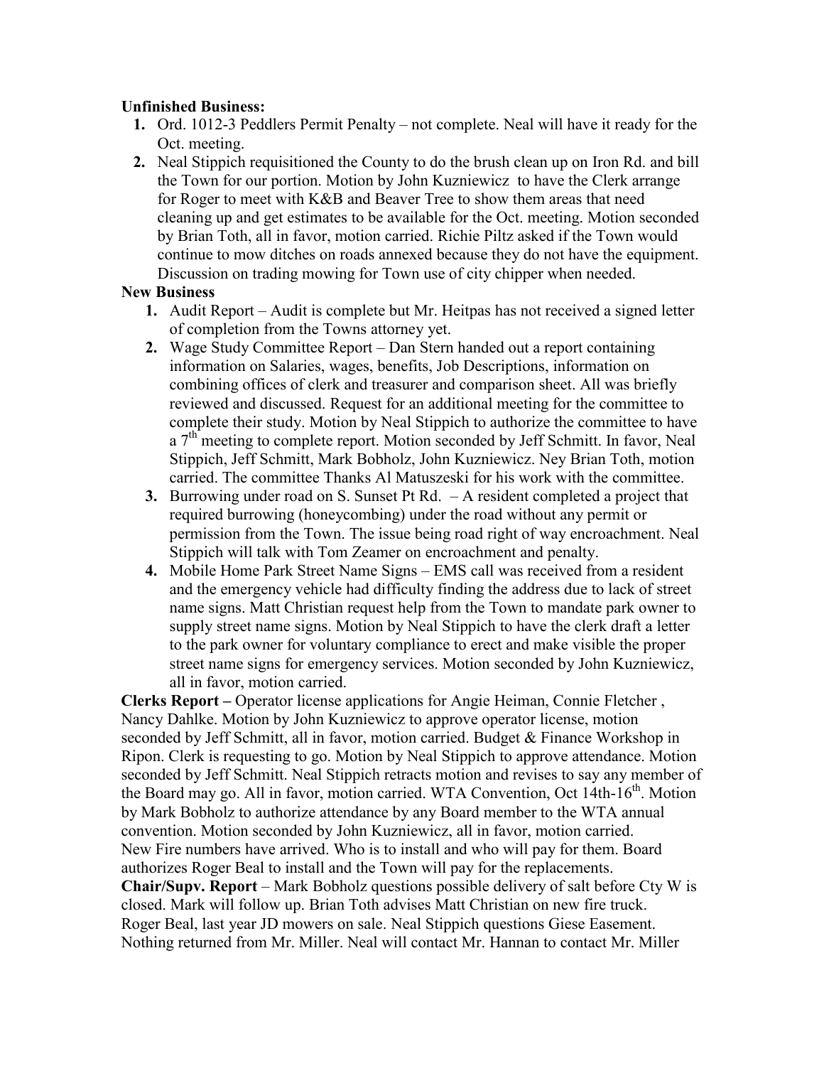**Unfinished Business:**

1. Ord. 1012-3 Peddlers Permit Penalty – not complete. Neal will have it ready for the Oct. meeting.
2. Neal Stippich requisitioned the County to do the brush clean up on Iron Rd. and bill the Town for our portion. Motion by John Kuzniewicz to have the Clerk arrange for Roger to meet with K&B and Beaver Tree to show them areas that need cleaning up and get estimates to be available for the Oct. meeting. Motion seconded by Brian Toth, all in favor, motion carried. Richie Piltz asked if the Town would continue to mow ditches on roads annexed because they do not have the equipment. Discussion on trading mowing for Town use of city chipper when needed.

**New Business**

1. Audit Report – Audit is complete but Mr. Heitpas has not received a signed letter of completion from the Towns attorney yet.
2. Wage Study Committee Report – Dan Stern handed out a report containing information on Salaries, wages, benefits, Job Descriptions, information on combining offices of clerk and treasurer and comparison sheet. All was briefly reviewed and discussed. Request for an additional meeting for the committee to complete their study. Motion by Neal Stippich to authorize the committee to have a 7th meeting to complete report. Motion seconded by Jeff Schmitt. In favor, Neal Stippich, Jeff Schmitt, Mark Bobholz, John Kuzniewicz. Ney Brian Toth, motion carried. The committee Thanks Al Matuszeski for his work with the committee.
3. Burrowing under road on S. Sunset Pt Rd. – A resident completed a project that required burrowing (honeycombing) under the road without any permit or permission from the Town. The issue being road right of way encroachment. Neal Stippich will talk with Tom Zeamer on encroachment and penalty.
4. Mobile Home Park Street Name Signs – EMS call was received from a resident and the emergency vehicle had difficulty finding the address due to lack of street name signs. Matt Christian request help from the Town to mandate park owner to supply street name signs. Motion by Neal Stippich to have the clerk draft a letter to the park owner for voluntary compliance to erect and make visible the proper street name signs for emergency services. Motion seconded by John Kuzniewicz, all in favor, motion carried.

**Clerks Report –** Operator license applications for Angie Heiman, Connie Fletcher , Nancy Dahlke. Motion by John Kuzniewicz to approve operator license, motion seconded by Jeff Schmitt, all in favor, motion carried. Budget & Finance Workshop in Ripon. Clerk is requesting to go. Motion by Neal Stippich to approve attendance. Motion seconded by Jeff Schmitt. Neal Stippich retracts motion and revises to say any member of the Board may go. All in favor, motion carried. WTA Convention, Oct 14th-16th. Motion by Mark Bobholz to authorize attendance by any Board member to the WTA annual convention. Motion seconded by John Kuzniewicz, all in favor, motion carried. New Fire numbers have arrived. Who is to install and who will pay for them. Board authorizes Roger Beal to install and the Town will pay for the replacements.

**Chair/Supv. Report** – Mark Bobholz questions possible delivery of salt before Cty W is closed. Mark will follow up. Brian Toth advises Matt Christian on new fire truck. Roger Beal, last year JD mowers on sale. Neal Stippich questions Giese Easement. Nothing returned from Mr. Miller. Neal will contact Mr. Hannan to contact Mr. Miller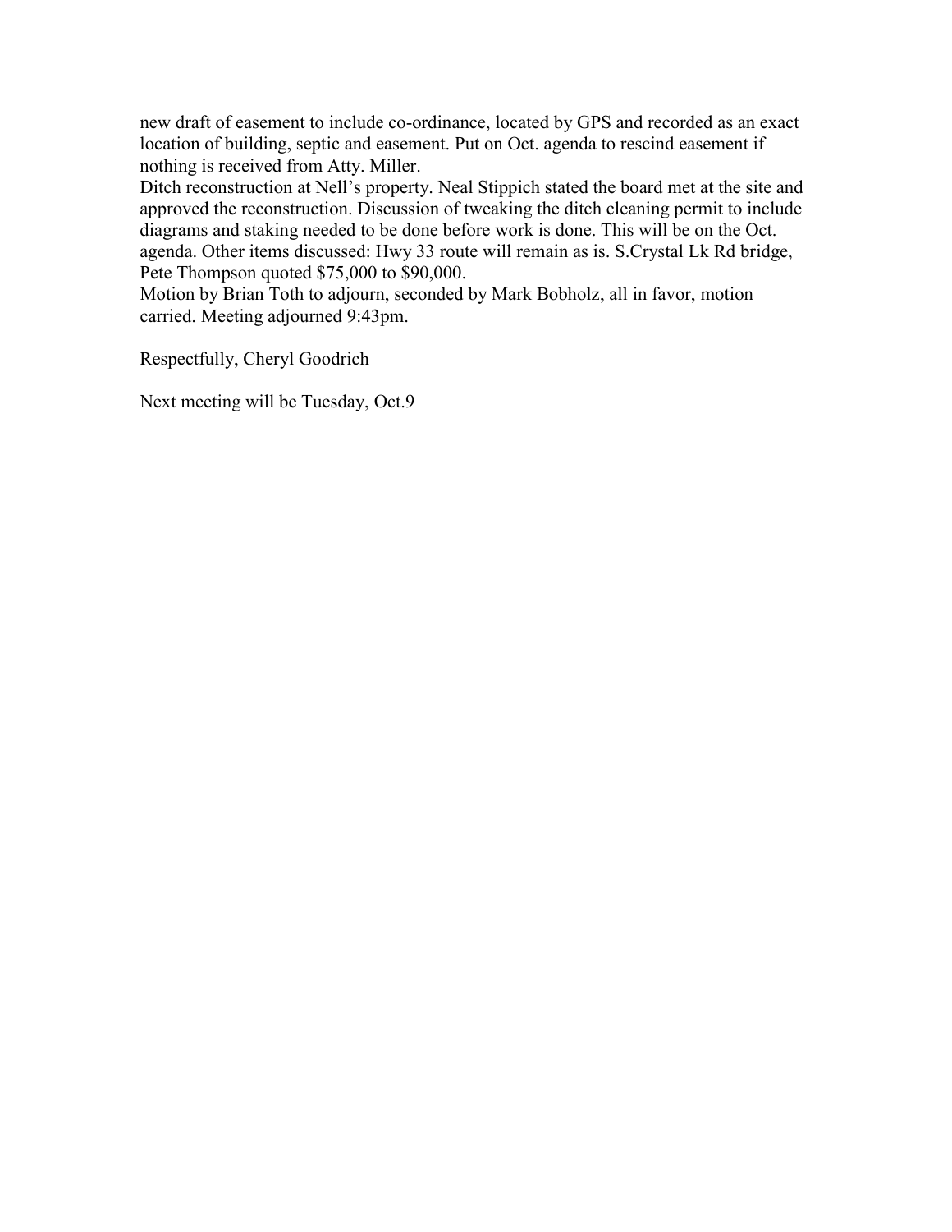new draft of easement to include co-ordinance, located by GPS and recorded as an exact location of building, septic and easement. Put on Oct. agenda to rescind easement if nothing is received from Atty. Miller.

Ditch reconstruction at Nell's property. Neal Stippich stated the board met at the site and approved the reconstruction. Discussion of tweaking the ditch cleaning permit to include diagrams and staking needed to be done before work is done. This will be on the Oct. agenda. Other items discussed: Hwy 33 route will remain as is. S.Crystal Lk Rd bridge, Pete Thompson quoted $75,000 to $90,000.

Motion by Brian Toth to adjourn, seconded by Mark Bobholz, all in favor, motion carried. Meeting adjourned 9:43pm.

Respectfully, Cheryl Goodrich

Next meeting will be Tuesday, Oct.9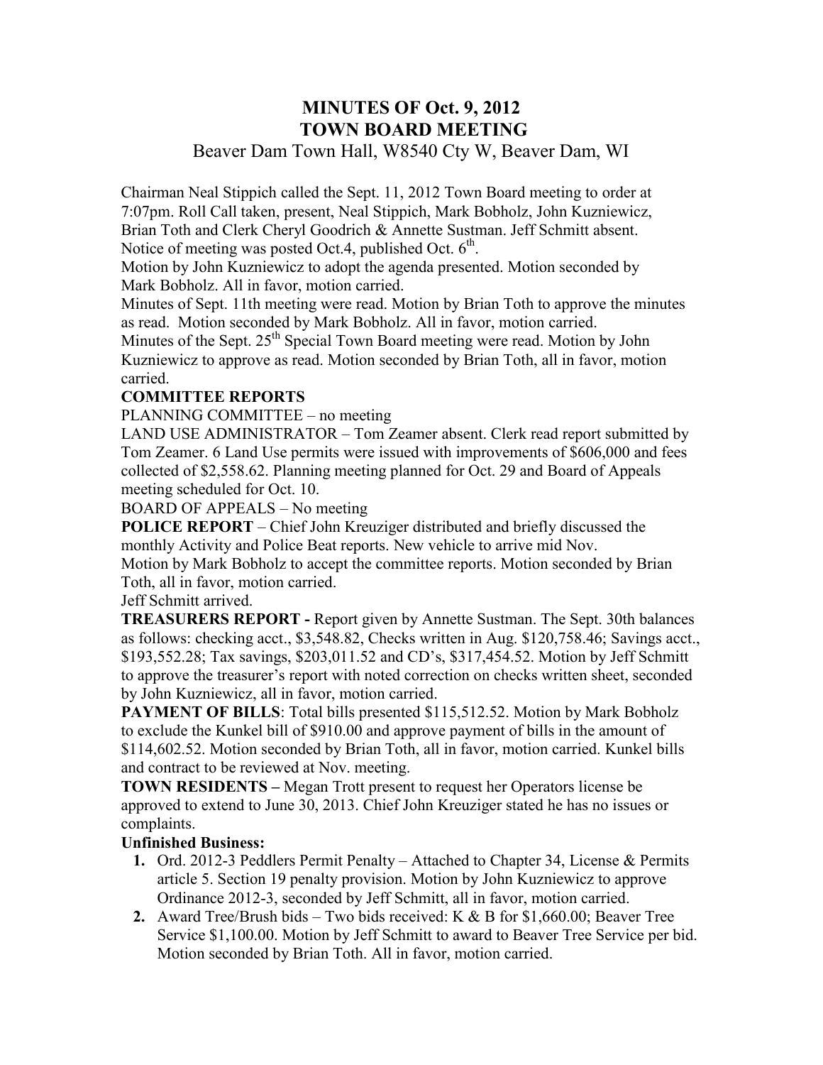# MINUTES OF Oct. 9, 2012
# TOWN BOARD MEETING
Beaver Dam Town Hall, W8540 Cty W, Beaver Dam, WI

Chairman Neal Stippich called the Sept. 11, 2012 Town Board meeting to order at 7:07pm. Roll Call taken, present, Neal Stippich, Mark Bobholz, John Kuzniewicz, Brian Toth and Clerk Cheryl Goodrich & Annette Sustman. Jeff Schmitt absent. Notice of meeting was posted Oct.4, published Oct. 6th.

Motion by John Kuzniewicz to adopt the agenda presented. Motion seconded by Mark Bobholz. All in favor, motion carried.

Minutes of Sept. 11th meeting were read. Motion by Brian Toth to approve the minutes as read. Motion seconded by Mark Bobholz. All in favor, motion carried.

Minutes of the Sept. 25th Special Town Board meeting were read. Motion by John Kuzniewicz to approve as read. Motion seconded by Brian Toth, all in favor, motion carried.

**COMMITTEE REPORTS**

PLANNING COMMITTEE – no meeting

LAND USE ADMINISTRATOR – Tom Zeamer absent. Clerk read report submitted by Tom Zeamer. 6 Land Use permits were issued with improvements of $606,000 and fees collected of $2,558.62. Planning meeting planned for Oct. 29 and Board of Appeals meeting scheduled for Oct. 10.

BOARD OF APPEALS – No meeting

**POLICE REPORT** – Chief John Kreuziger distributed and briefly discussed the monthly Activity and Police Beat reports. New vehicle to arrive mid Nov.

Motion by Mark Bobholz to accept the committee reports. Motion seconded by Brian Toth, all in favor, motion carried.

Jeff Schmitt arrived.

**TREASURERS REPORT -** Report given by Annette Sustman. The Sept. 30th balances as follows: checking acct., $3,548.82, Checks written in Aug. $120,758.46; Savings acct., $193,552.28; Tax savings, $203,011.52 and CD's, $317,454.52. Motion by Jeff Schmitt to approve the treasurer's report with noted correction on checks written sheet, seconded by John Kuzniewicz, all in favor, motion carried.

**PAYMENT OF BILLS**: Total bills presented $115,512.52. Motion by Mark Bobholz to exclude the Kunkel bill of $910.00 and approve payment of bills in the amount of $114,602.52. Motion seconded by Brian Toth, all in favor, motion carried. Kunkel bills and contract to be reviewed at Nov. meeting.

**TOWN RESIDENTS –** Megan Trott present to request her Operators license be approved to extend to June 30, 2013. Chief John Kreuziger stated he has no issues or complaints.

**Unfinished Business:**

1. Ord. 2012-3 Peddlers Permit Penalty – Attached to Chapter 34, License & Permits article 5. Section 19 penalty provision. Motion by John Kuzniewicz to approve Ordinance 2012-3, seconded by Jeff Schmitt, all in favor, motion carried.
2. Award Tree/Brush bids – Two bids received: K & B for $1,660.00; Beaver Tree Service $1,100.00. Motion by Jeff Schmitt to award to Beaver Tree Service per bid. Motion seconded by Brian Toth. All in favor, motion carried.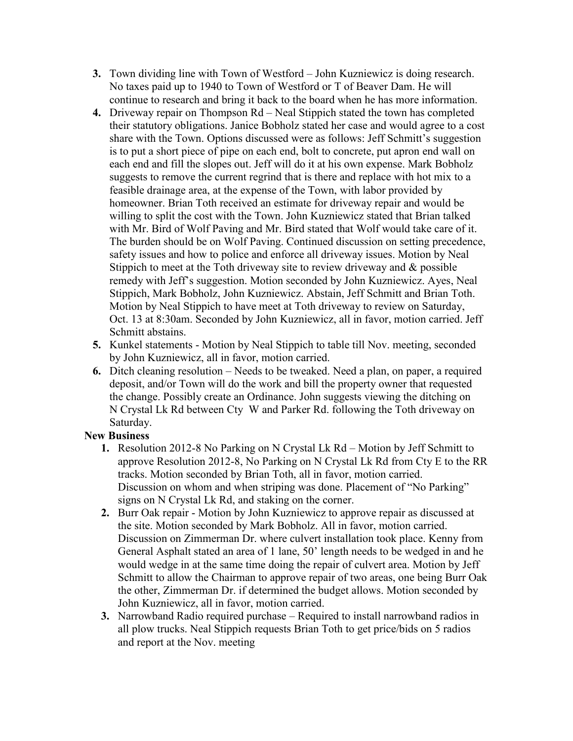3. Town dividing line with Town of Westford – John Kuzniewicz is doing research. No taxes paid up to 1940 to Town of Westford or T of Beaver Dam. He will continue to research and bring it back to the board when he has more information.
4. Driveway repair on Thompson Rd – Neal Stippich stated the town has completed their statutory obligations. Janice Bobholz stated her case and would agree to a cost share with the Town. Options discussed were as follows: Jeff Schmitt's suggestion is to put a short piece of pipe on each end, bolt to concrete, put apron end wall on each end and fill the slopes out. Jeff will do it at his own expense. Mark Bobholz suggests to remove the current regrind that is there and replace with hot mix to a feasible drainage area, at the expense of the Town, with labor provided by homeowner. Brian Toth received an estimate for driveway repair and would be willing to split the cost with the Town. John Kuzniewicz stated that Brian talked with Mr. Bird of Wolf Paving and Mr. Bird stated that Wolf would take care of it. The burden should be on Wolf Paving. Continued discussion on setting precedence, safety issues and how to police and enforce all driveway issues. Motion by Neal Stippich to meet at the Toth driveway site to review driveway and & possible remedy with Jeff's suggestion. Motion seconded by John Kuzniewicz. Ayes, Neal Stippich, Mark Bobholz, John Kuzniewicz. Abstain, Jeff Schmitt and Brian Toth. Motion by Neal Stippich to have meet at Toth driveway to review on Saturday, Oct. 13 at 8:30am. Seconded by John Kuzniewicz, all in favor, motion carried. Jeff Schmitt abstains.
5. Kunkel statements - Motion by Neal Stippich to table till Nov. meeting, seconded by John Kuzniewicz, all in favor, motion carried.
6. Ditch cleaning resolution – Needs to be tweaked. Need a plan, on paper, a required deposit, and/or Town will do the work and bill the property owner that requested the change. Possibly create an Ordinance. John suggests viewing the ditching on N Crystal Lk Rd between Cty W and Parker Rd. following the Toth driveway on Saturday.

**New Business**

1. Resolution 2012-8 No Parking on N Crystal Lk Rd – Motion by Jeff Schmitt to approve Resolution 2012-8, No Parking on N Crystal Lk Rd from Cty E to the RR tracks. Motion seconded by Brian Toth, all in favor, motion carried. Discussion on whom and when striping was done. Placement of "No Parking" signs on N Crystal Lk Rd, and staking on the corner.
2. Burr Oak repair - Motion by John Kuzniewicz to approve repair as discussed at the site. Motion seconded by Mark Bobholz. All in favor, motion carried. Discussion on Zimmerman Dr. where culvert installation took place. Kenny from General Asphalt stated an area of 1 lane, 50' length needs to be wedged in and he would wedge in at the same time doing the repair of culvert area. Motion by Jeff Schmitt to allow the Chairman to approve repair of two areas, one being Burr Oak the other, Zimmerman Dr. if determined the budget allows. Motion seconded by John Kuzniewicz, all in favor, motion carried.
3. Narrowband Radio required purchase – Required to install narrowband radios in all plow trucks. Neal Stippich requests Brian Toth to get price/bids on 5 radios and report at the Nov. meeting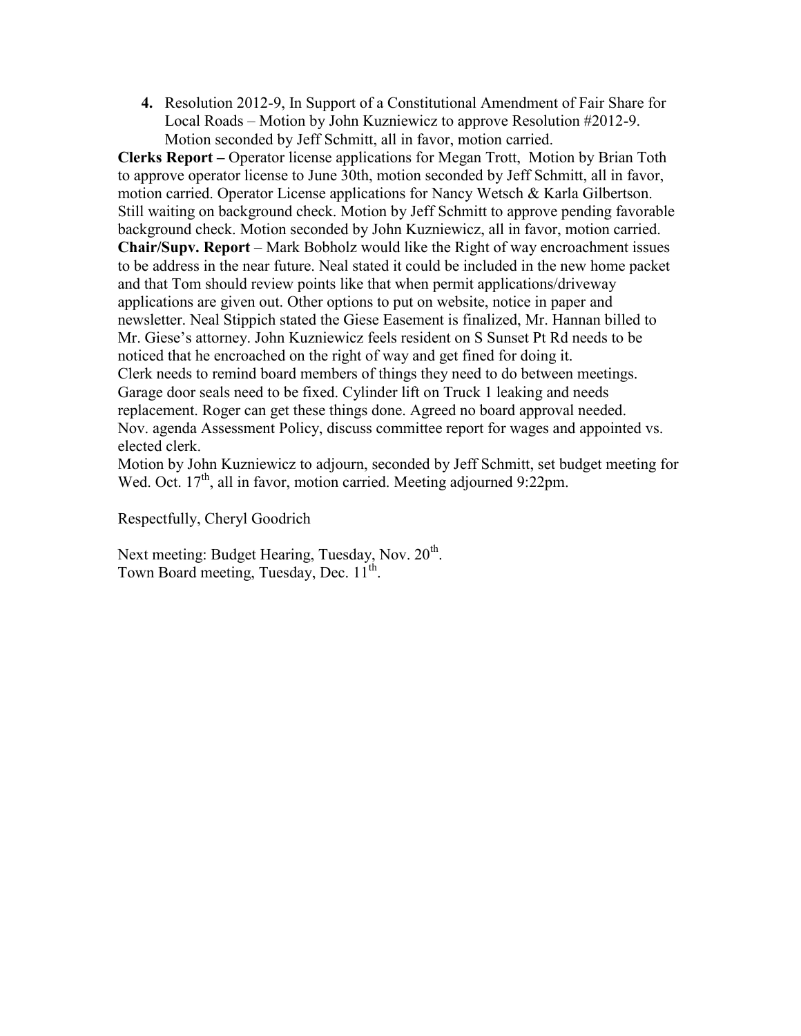4. Resolution 2012-9, In Support of a Constitutional Amendment of Fair Share for Local Roads – Motion by John Kuzniewicz to approve Resolution #2012-9. Motion seconded by Jeff Schmitt, all in favor, motion carried.

**Clerks Report –** Operator license applications for Megan Trott, Motion by Brian Toth to approve operator license to June 30th, motion seconded by Jeff Schmitt, all in favor, motion carried. Operator License applications for Nancy Wetsch & Karla Gilbertson. Still waiting on background check. Motion by Jeff Schmitt to approve pending favorable background check. Motion seconded by John Kuzniewicz, all in favor, motion carried.

**Chair/Supv. Report** – Mark Bobholz would like the Right of way encroachment issues to be address in the near future. Neal stated it could be included in the new home packet and that Tom should review points like that when permit applications/driveway applications are given out. Other options to put on website, notice in paper and newsletter. Neal Stippich stated the Giese Easement is finalized, Mr. Hannan billed to Mr. Giese's attorney. John Kuzniewicz feels resident on S Sunset Pt Rd needs to be noticed that he encroached on the right of way and get fined for doing it.

Clerk needs to remind board members of things they need to do between meetings.

Garage door seals need to be fixed. Cylinder lift on Truck 1 leaking and needs replacement. Roger can get these things done. Agreed no board approval needed.

Nov. agenda Assessment Policy, discuss committee report for wages and appointed vs. elected clerk.

Motion by John Kuzniewicz to adjourn, seconded by Jeff Schmitt, set budget meeting for Wed. Oct. 17th, all in favor, motion carried. Meeting adjourned 9:22pm.

Respectfully, Cheryl Goodrich

Next meeting: Budget Hearing, Tuesday, Nov. 20th.
Town Board meeting, Tuesday, Dec. 11th.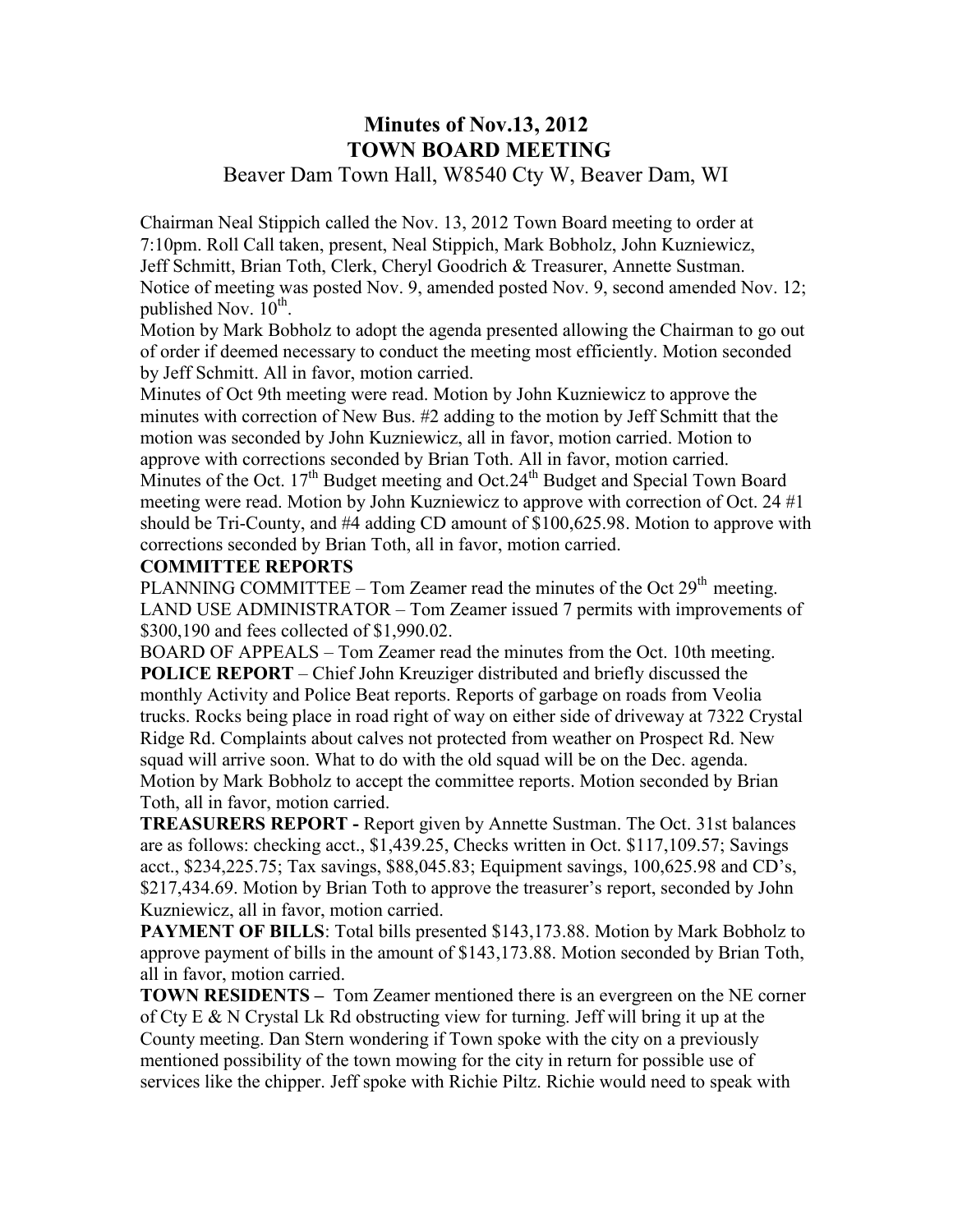# Minutes of Nov.13, 2012
# TOWN BOARD MEETING

Beaver Dam Town Hall, W8540 Cty W, Beaver Dam, WI

Chairman Neal Stippich called the Nov. 13, 2012 Town Board meeting to order at 7:10pm. Roll Call taken, present, Neal Stippich, Mark Bobholz, John Kuzniewicz, Jeff Schmitt, Brian Toth, Clerk, Cheryl Goodrich & Treasurer, Annette Sustman. Notice of meeting was posted Nov. 9, amended posted Nov. 9, second amended Nov. 12; published Nov. 10th.

Motion by Mark Bobholz to adopt the agenda presented allowing the Chairman to go out of order if deemed necessary to conduct the meeting most efficiently. Motion seconded by Jeff Schmitt. All in favor, motion carried.

Minutes of Oct 9th meeting were read. Motion by John Kuzniewicz to approve the minutes with correction of New Bus. #2 adding to the motion by Jeff Schmitt that the motion was seconded by John Kuzniewicz, all in favor, motion carried. Motion to approve with corrections seconded by Brian Toth. All in favor, motion carried.

Minutes of the Oct. 17th Budget meeting and Oct.24th Budget and Special Town Board meeting were read. Motion by John Kuzniewicz to approve with correction of Oct. 24 #1 should be Tri-County, and #4 adding CD amount of $100,625.98. Motion to approve with corrections seconded by Brian Toth, all in favor, motion carried.

**COMMITTEE REPORTS**

PLANNING COMMITTEE – Tom Zeamer read the minutes of the Oct 29th meeting.

LAND USE ADMINISTRATOR – Tom Zeamer issued 7 permits with improvements of $300,190 and fees collected of $1,990.02.

BOARD OF APPEALS – Tom Zeamer read the minutes from the Oct. 10th meeting.

**POLICE REPORT** – Chief John Kreuziger distributed and briefly discussed the monthly Activity and Police Beat reports. Reports of garbage on roads from Veolia trucks. Rocks being place in road right of way on either side of driveway at 7322 Crystal Ridge Rd. Complaints about calves not protected from weather on Prospect Rd. New squad will arrive soon. What to do with the old squad will be on the Dec. agenda. Motion by Mark Bobholz to accept the committee reports. Motion seconded by Brian Toth, all in favor, motion carried.

**TREASURERS REPORT -** Report given by Annette Sustman. The Oct. 31st balances are as follows: checking acct., $1,439.25, Checks written in Oct. $117,109.57; Savings acct., $234,225.75; Tax savings, $88,045.83; Equipment savings, 100,625.98 and CD's, $217,434.69. Motion by Brian Toth to approve the treasurer's report, seconded by John Kuzniewicz, all in favor, motion carried.

**PAYMENT OF BILLS**: Total bills presented $143,173.88. Motion by Mark Bobholz to approve payment of bills in the amount of $143,173.88. Motion seconded by Brian Toth, all in favor, motion carried.

**TOWN RESIDENTS –** Tom Zeamer mentioned there is an evergreen on the NE corner of Cty E & N Crystal Lk Rd obstructing view for turning. Jeff will bring it up at the County meeting. Dan Stern wondering if Town spoke with the city on a previously mentioned possibility of the town mowing for the city in return for possible use of services like the chipper. Jeff spoke with Richie Piltz. Richie would need to speak with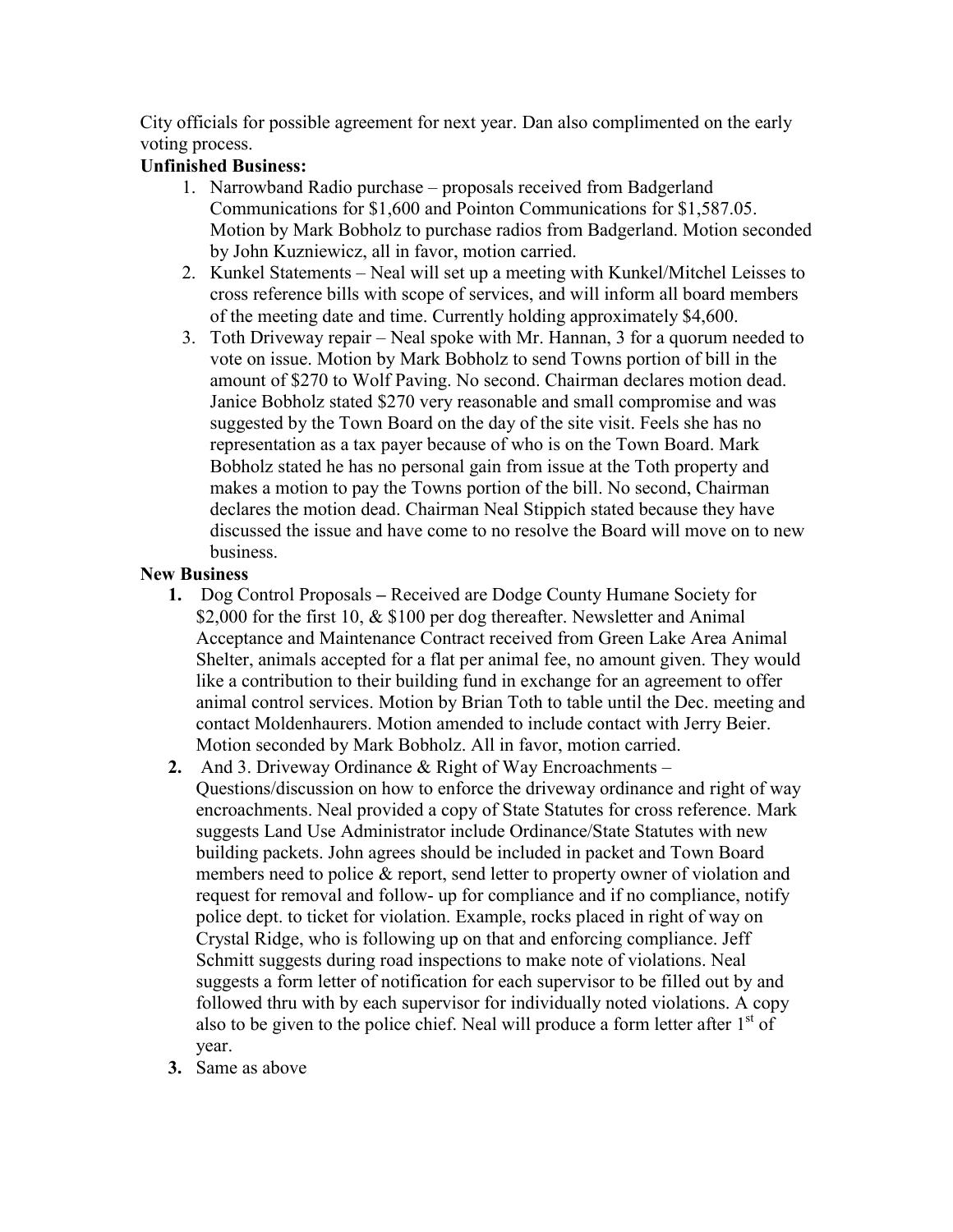City officials for possible agreement for next year. Dan also complimented on the early voting process.

**Unfinished Business:**

1. Narrowband Radio purchase – proposals received from Badgerland Communications for $1,600 and Pointon Communications for $1,587.05. Motion by Mark Bobholz to purchase radios from Badgerland. Motion seconded by John Kuzniewicz, all in favor, motion carried.
2. Kunkel Statements – Neal will set up a meeting with Kunkel/Mitchel Leisses to cross reference bills with scope of services, and will inform all board members of the meeting date and time. Currently holding approximately $4,600.
3. Toth Driveway repair – Neal spoke with Mr. Hannan, 3 for a quorum needed to vote on issue. Motion by Mark Bobholz to send Towns portion of bill in the amount of $270 to Wolf Paving. No second. Chairman declares motion dead. Janice Bobholz stated $270 very reasonable and small compromise and was suggested by the Town Board on the day of the site visit. Feels she has no representation as a tax payer because of who is on the Town Board. Mark Bobholz stated he has no personal gain from issue at the Toth property and makes a motion to pay the Towns portion of the bill. No second, Chairman declares the motion dead. Chairman Neal Stippich stated because they have discussed the issue and have come to no resolve the Board will move on to new business.

**New Business**

1. Dog Control Proposals **–** Received are Dodge County Humane Society for $2,000 for the first 10, & $100 per dog thereafter. Newsletter and Animal Acceptance and Maintenance Contract received from Green Lake Area Animal Shelter, animals accepted for a flat per animal fee, no amount given. They would like a contribution to their building fund in exchange for an agreement to offer animal control services. Motion by Brian Toth to table until the Dec. meeting and contact Moldenhaurers. Motion amended to include contact with Jerry Beier. Motion seconded by Mark Bobholz. All in favor, motion carried.
2. And 3. Driveway Ordinance & Right of Way Encroachments – Questions/discussion on how to enforce the driveway ordinance and right of way encroachments. Neal provided a copy of State Statutes for cross reference. Mark suggests Land Use Administrator include Ordinance/State Statutes with new building packets. John agrees should be included in packet and Town Board members need to police & report, send letter to property owner of violation and request for removal and follow- up for compliance and if no compliance, notify police dept. to ticket for violation. Example, rocks placed in right of way on Crystal Ridge, who is following up on that and enforcing compliance. Jeff Schmitt suggests during road inspections to make note of violations. Neal suggests a form letter of notification for each supervisor to be filled out by and followed thru with by each supervisor for individually noted violations. A copy also to be given to the police chief. Neal will produce a form letter after 1st of year.
3. Same as above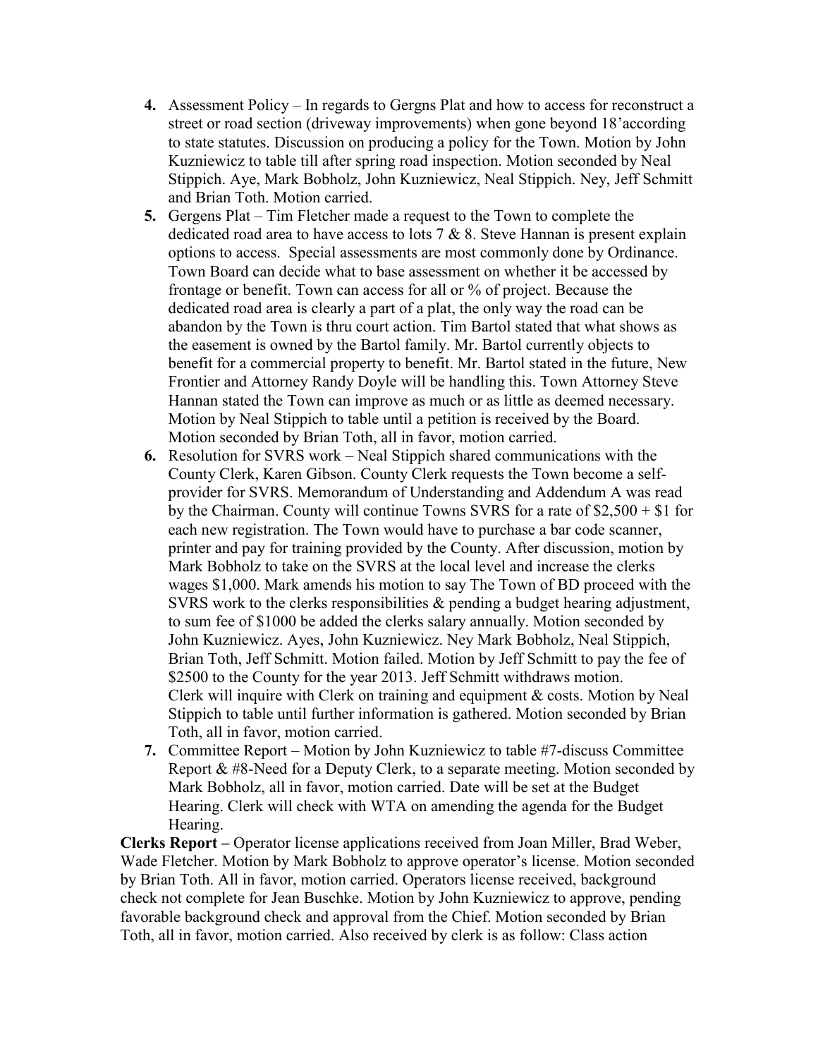4. Assessment Policy – In regards to Gergns Plat and how to access for reconstruct a street or road section (driveway improvements) when gone beyond 18'according to state statutes. Discussion on producing a policy for the Town. Motion by John Kuzniewicz to table till after spring road inspection. Motion seconded by Neal Stippich. Aye, Mark Bobholz, John Kuzniewicz, Neal Stippich. Ney, Jeff Schmitt and Brian Toth. Motion carried.
5. Gergens Plat – Tim Fletcher made a request to the Town to complete the dedicated road area to have access to lots 7 & 8. Steve Hannan is present explain options to access. Special assessments are most commonly done by Ordinance. Town Board can decide what to base assessment on whether it be accessed by frontage or benefit. Town can access for all or % of project. Because the dedicated road area is clearly a part of a plat, the only way the road can be abandon by the Town is thru court action. Tim Bartol stated that what shows as the easement is owned by the Bartol family. Mr. Bartol currently objects to benefit for a commercial property to benefit. Mr. Bartol stated in the future, New Frontier and Attorney Randy Doyle will be handling this. Town Attorney Steve Hannan stated the Town can improve as much or as little as deemed necessary. Motion by Neal Stippich to table until a petition is received by the Board. Motion seconded by Brian Toth, all in favor, motion carried.
6. Resolution for SVRS work – Neal Stippich shared communications with the County Clerk, Karen Gibson. County Clerk requests the Town become a self-provider for SVRS. Memorandum of Understanding and Addendum A was read by the Chairman. County will continue Towns SVRS for a rate of $2,500 + $1 for each new registration. The Town would have to purchase a bar code scanner, printer and pay for training provided by the County. After discussion, motion by Mark Bobholz to take on the SVRS at the local level and increase the clerks wages $1,000. Mark amends his motion to say The Town of BD proceed with the SVRS work to the clerks responsibilities & pending a budget hearing adjustment, to sum fee of $1000 be added the clerks salary annually. Motion seconded by John Kuzniewicz. Ayes, John Kuzniewicz. Ney Mark Bobholz, Neal Stippich, Brian Toth, Jeff Schmitt. Motion failed. Motion by Jeff Schmitt to pay the fee of $2500 to the County for the year 2013. Jeff Schmitt withdraws motion. Clerk will inquire with Clerk on training and equipment & costs. Motion by Neal Stippich to table until further information is gathered. Motion seconded by Brian Toth, all in favor, motion carried.
7. Committee Report – Motion by John Kuzniewicz to table #7-discuss Committee Report & #8-Need for a Deputy Clerk, to a separate meeting. Motion seconded by Mark Bobholz, all in favor, motion carried. Date will be set at the Budget Hearing. Clerk will check with WTA on amending the agenda for the Budget Hearing.

**Clerks Report –** Operator license applications received from Joan Miller, Brad Weber, Wade Fletcher. Motion by Mark Bobholz to approve operator's license. Motion seconded by Brian Toth. All in favor, motion carried. Operators license received, background check not complete for Jean Buschke. Motion by John Kuzniewicz to approve, pending favorable background check and approval from the Chief. Motion seconded by Brian Toth, all in favor, motion carried. Also received by clerk is as follow: Class action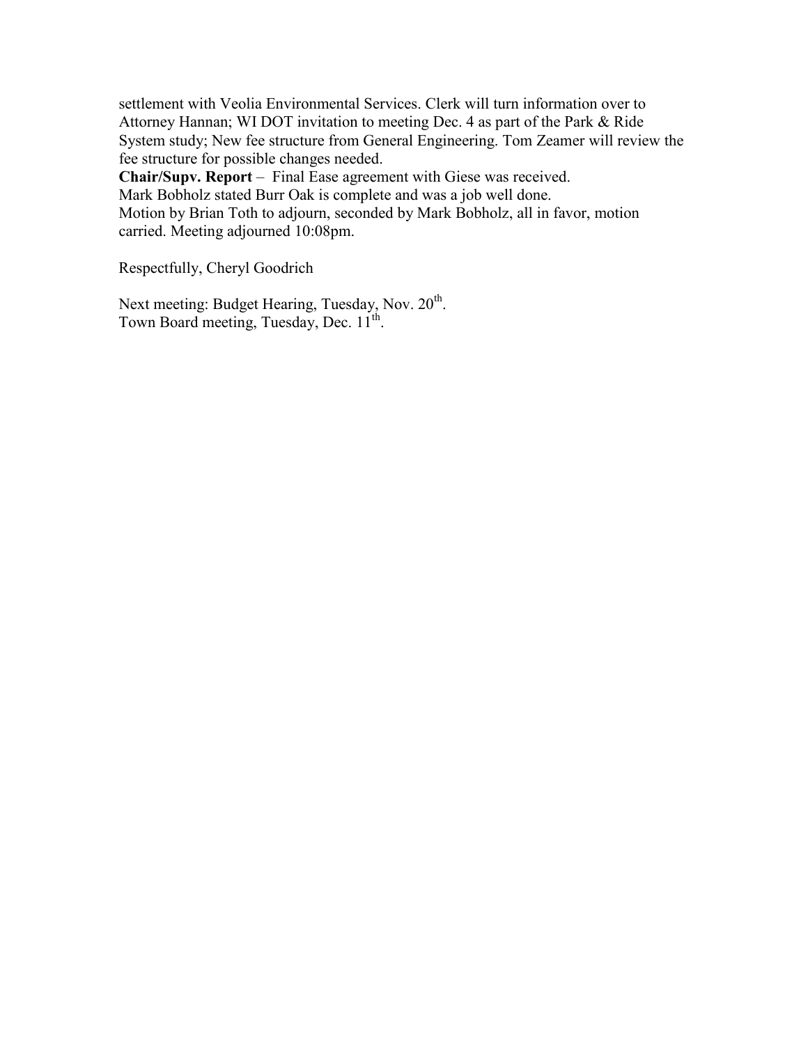settlement with Veolia Environmental Services. Clerk will turn information over to Attorney Hannan; WI DOT invitation to meeting Dec. 4 as part of the Park & Ride System study; New fee structure from General Engineering. Tom Zeamer will review the fee structure for possible changes needed.

**Chair/Supv. Report** – Final Ease agreement with Giese was received.

Mark Bobholz stated Burr Oak is complete and was a job well done.

Motion by Brian Toth to adjourn, seconded by Mark Bobholz, all in favor, motion carried. Meeting adjourned 10:08pm.

Respectfully, Cheryl Goodrich

Next meeting: Budget Hearing, Tuesday, Nov. 20th.
Town Board meeting, Tuesday, Dec. 11th.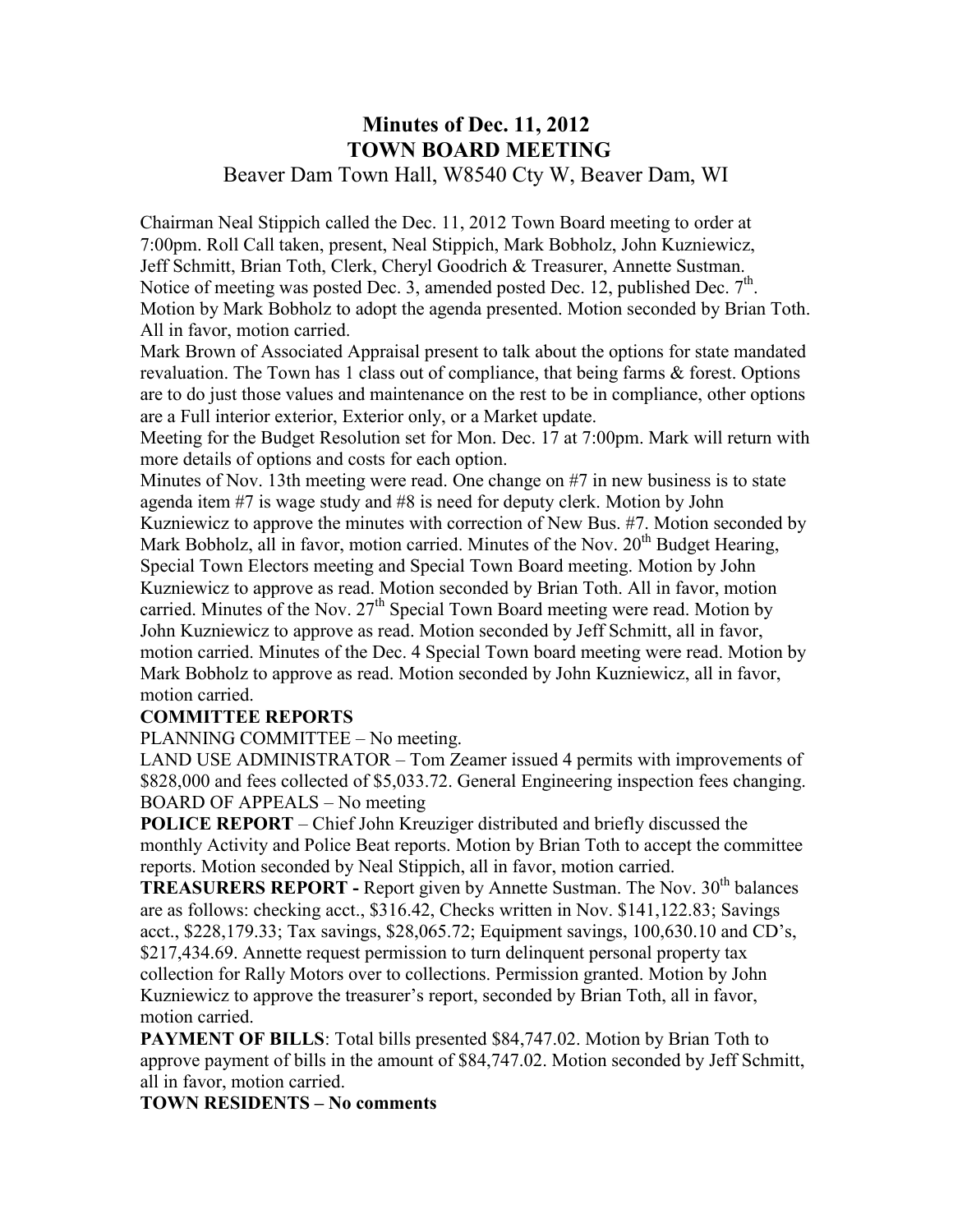# Minutes of Dec. 11, 2012
# TOWN BOARD MEETING

Beaver Dam Town Hall, W8540 Cty W, Beaver Dam, WI

Chairman Neal Stippich called the Dec. 11, 2012 Town Board meeting to order at 7:00pm. Roll Call taken, present, Neal Stippich, Mark Bobholz, John Kuzniewicz, Jeff Schmitt, Brian Toth, Clerk, Cheryl Goodrich & Treasurer, Annette Sustman. Notice of meeting was posted Dec. 3, amended posted Dec. 12, published Dec. 7th. Motion by Mark Bobholz to adopt the agenda presented. Motion seconded by Brian Toth. All in favor, motion carried.

Mark Brown of Associated Appraisal present to talk about the options for state mandated revaluation. The Town has 1 class out of compliance, that being farms & forest. Options are to do just those values and maintenance on the rest to be in compliance, other options are a Full interior exterior, Exterior only, or a Market update.

Meeting for the Budget Resolution set for Mon. Dec. 17 at 7:00pm. Mark will return with more details of options and costs for each option.

Minutes of Nov. 13th meeting were read. One change on #7 in new business is to state agenda item #7 is wage study and #8 is need for deputy clerk. Motion by John Kuzniewicz to approve the minutes with correction of New Bus. #7. Motion seconded by Mark Bobholz, all in favor, motion carried. Minutes of the Nov. 20th Budget Hearing, Special Town Electors meeting and Special Town Board meeting. Motion by John Kuzniewicz to approve as read. Motion seconded by Brian Toth. All in favor, motion carried. Minutes of the Nov. 27th Special Town Board meeting were read. Motion by John Kuzniewicz to approve as read. Motion seconded by Jeff Schmitt, all in favor, motion carried. Minutes of the Dec. 4 Special Town board meeting were read. Motion by Mark Bobholz to approve as read. Motion seconded by John Kuzniewicz, all in favor, motion carried.

**COMMITTEE REPORTS**

PLANNING COMMITTEE – No meeting.

LAND USE ADMINISTRATOR – Tom Zeamer issued 4 permits with improvements of $828,000 and fees collected of $5,033.72. General Engineering inspection fees changing.

BOARD OF APPEALS – No meeting

**POLICE REPORT** – Chief John Kreuziger distributed and briefly discussed the monthly Activity and Police Beat reports. Motion by Brian Toth to accept the committee reports. Motion seconded by Neal Stippich, all in favor, motion carried.

**TREASURERS REPORT -** Report given by Annette Sustman. The Nov. 30th balances are as follows: checking acct., $316.42, Checks written in Nov. $141,122.83; Savings acct., $228,179.33; Tax savings, $28,065.72; Equipment savings, 100,630.10 and CD's, $217,434.69. Annette request permission to turn delinquent personal property tax collection for Rally Motors over to collections. Permission granted. Motion by John Kuzniewicz to approve the treasurer's report, seconded by Brian Toth, all in favor, motion carried.

**PAYMENT OF BILLS**: Total bills presented $84,747.02. Motion by Brian Toth to approve payment of bills in the amount of $84,747.02. Motion seconded by Jeff Schmitt, all in favor, motion carried.

**TOWN RESIDENTS – No comments**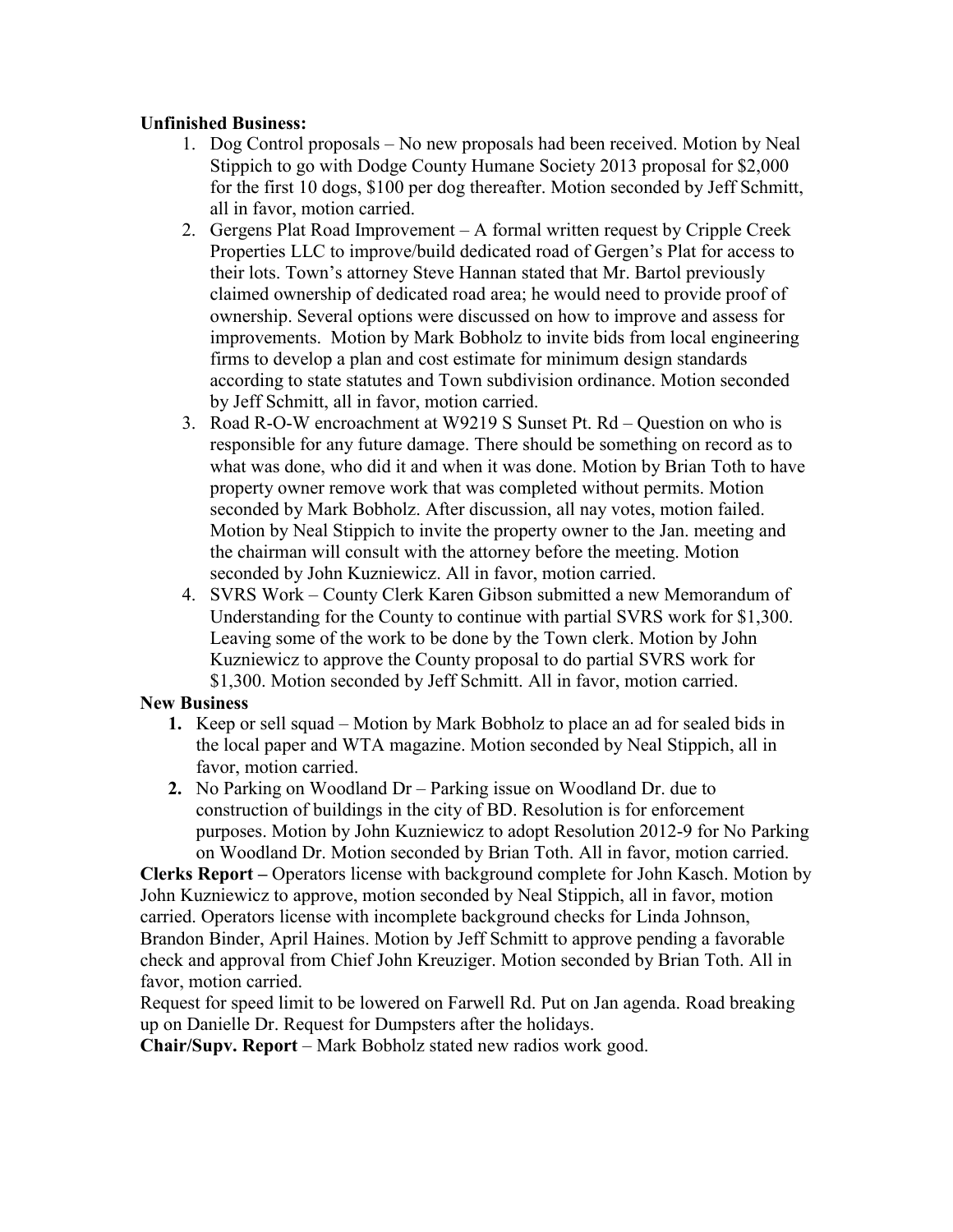**Unfinished Business:**

1. Dog Control proposals – No new proposals had been received. Motion by Neal Stippich to go with Dodge County Humane Society 2013 proposal for $2,000 for the first 10 dogs, $100 per dog thereafter. Motion seconded by Jeff Schmitt, all in favor, motion carried.
2. Gergens Plat Road Improvement – A formal written request by Cripple Creek Properties LLC to improve/build dedicated road of Gergen's Plat for access to their lots. Town's attorney Steve Hannan stated that Mr. Bartol previously claimed ownership of dedicated road area; he would need to provide proof of ownership. Several options were discussed on how to improve and assess for improvements. Motion by Mark Bobholz to invite bids from local engineering firms to develop a plan and cost estimate for minimum design standards according to state statutes and Town subdivision ordinance. Motion seconded by Jeff Schmitt, all in favor, motion carried.
3. Road R-O-W encroachment at W9219 S Sunset Pt. Rd – Question on who is responsible for any future damage. There should be something on record as to what was done, who did it and when it was done. Motion by Brian Toth to have property owner remove work that was completed without permits. Motion seconded by Mark Bobholz. After discussion, all nay votes, motion failed. Motion by Neal Stippich to invite the property owner to the Jan. meeting and the chairman will consult with the attorney before the meeting. Motion seconded by John Kuzniewicz. All in favor, motion carried.
4. SVRS Work – County Clerk Karen Gibson submitted a new Memorandum of Understanding for the County to continue with partial SVRS work for $1,300. Leaving some of the work to be done by the Town clerk. Motion by John Kuzniewicz to approve the County proposal to do partial SVRS work for $1,300. Motion seconded by Jeff Schmitt. All in favor, motion carried.

**New Business**

1. Keep or sell squad – Motion by Mark Bobholz to place an ad for sealed bids in the local paper and WTA magazine. Motion seconded by Neal Stippich, all in favor, motion carried.
2. No Parking on Woodland Dr – Parking issue on Woodland Dr. due to construction of buildings in the city of BD. Resolution is for enforcement purposes. Motion by John Kuzniewicz to adopt Resolution 2012-9 for No Parking on Woodland Dr. Motion seconded by Brian Toth. All in favor, motion carried.

**Clerks Report –** Operators license with background complete for John Kasch. Motion by John Kuzniewicz to approve, motion seconded by Neal Stippich, all in favor, motion carried. Operators license with incomplete background checks for Linda Johnson, Brandon Binder, April Haines. Motion by Jeff Schmitt to approve pending a favorable check and approval from Chief John Kreuziger. Motion seconded by Brian Toth. All in favor, motion carried.

Request for speed limit to be lowered on Farwell Rd. Put on Jan agenda. Road breaking up on Danielle Dr. Request for Dumpsters after the holidays.

**Chair/Supv. Report** – Mark Bobholz stated new radios work good.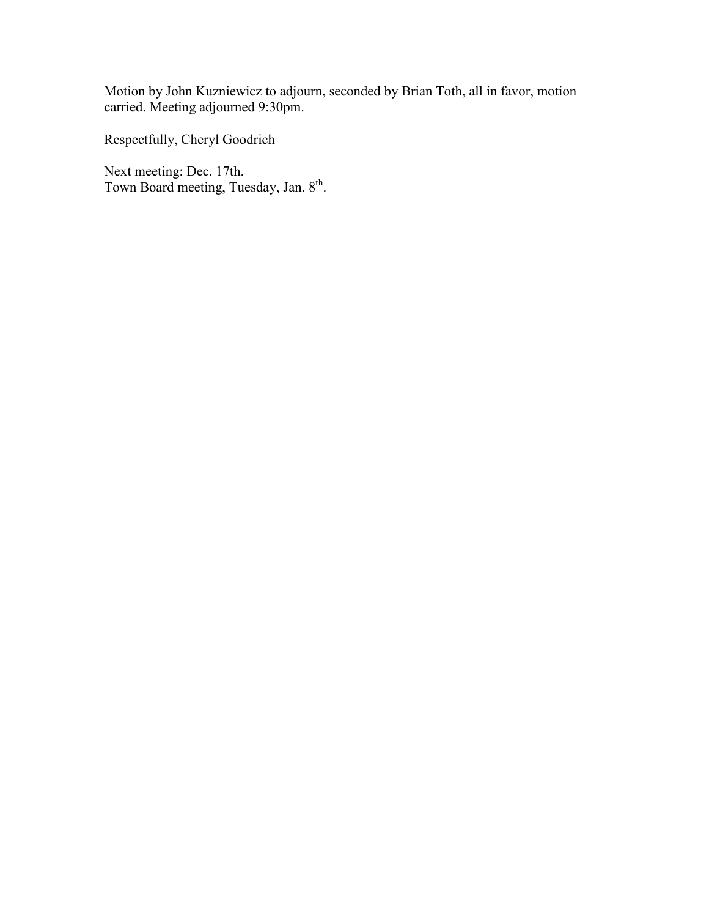Motion by John Kuzniewicz to adjourn, seconded by Brian Toth, all in favor, motion carried. Meeting adjourned 9:30pm.

Respectfully, Cheryl Goodrich

Next meeting: Dec. 17th.
Town Board meeting, Tuesday, Jan. 8th.